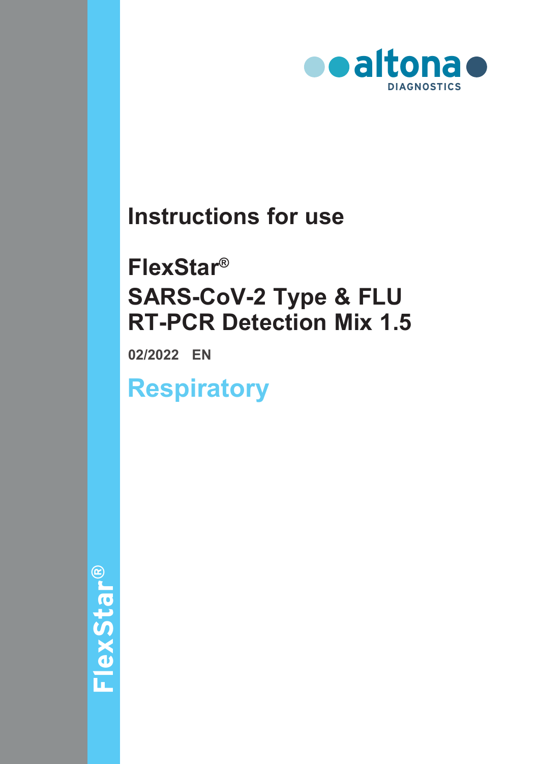altona DIAGNOSTICS

# Instructions for use

# FlexStar®
# SARS-CoV-2 Type & FLU RT-PCR Detection Mix 1.5

**02/2022 EN**

## Respiratory

FlexStar®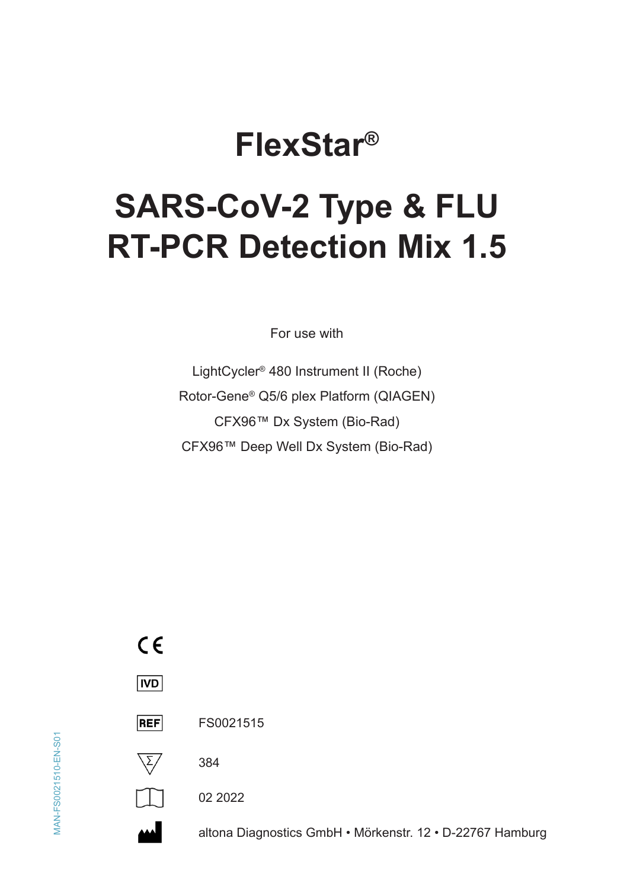# FlexStar®

# SARS-CoV-2 Type & FLU RT-PCR Detection Mix 1.5

For use with

LightCycler® 480 Instrument II (Roche)

Rotor-Gene® Q5/6 plex Platform (QIAGEN)

CFX96™ Dx System (Bio-Rad)

CFX96™ Deep Well Dx System (Bio-Rad)

CE

IVD

REF FS0021515

384

02 2022

altona Diagnostics GmbH • Mörkenstr. 12 • D-22767 Hamburg

MAN-FS0021510-EN-S01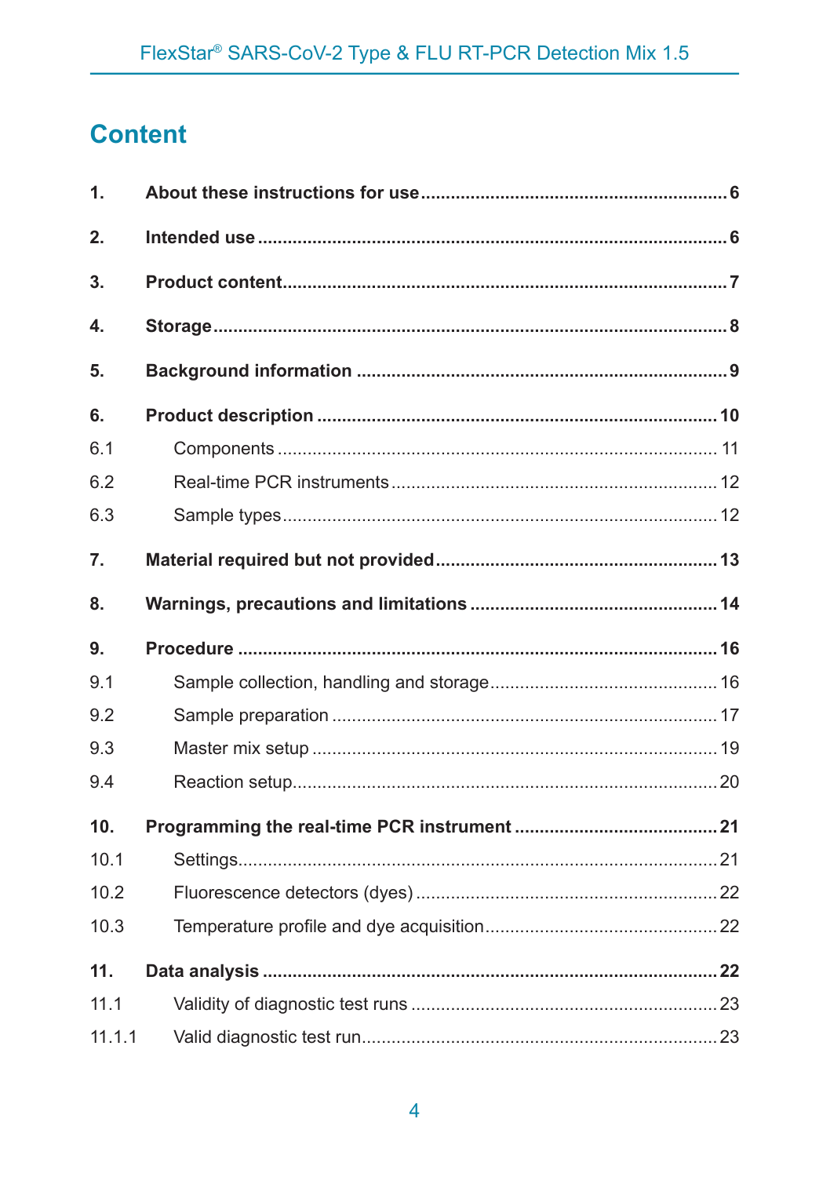# Content

| | | |
|---|---|---|
| **1.** | **About these instructions for use** | **6** |
| **2.** | **Intended use** | **6** |
| **3.** | **Product content** | **7** |
| **4.** | **Storage** | **8** |
| **5.** | **Background information** | **9** |
| **6.** | **Product description** | **10** |
| 6.1 | Components | 11 |
| 6.2 | Real-time PCR instruments | 12 |
| 6.3 | Sample types | 12 |
| **7.** | **Material required but not provided** | **13** |
| **8.** | **Warnings, precautions and limitations** | **14** |
| **9.** | **Procedure** | **16** |
| 9.1 | Sample collection, handling and storage | 16 |
| 9.2 | Sample preparation | 17 |
| 9.3 | Master mix setup | 19 |
| 9.4 | Reaction setup | 20 |
| **10.** | **Programming the real-time PCR instrument** | **21** |
| 10.1 | Settings | 21 |
| 10.2 | Fluorescence detectors (dyes) | 22 |
| 10.3 | Temperature profile and dye acquisition | 22 |
| **11.** | **Data analysis** | **22** |
| 11.1 | Validity of diagnostic test runs | 23 |
| 11.1.1 | Valid diagnostic test run | 23 |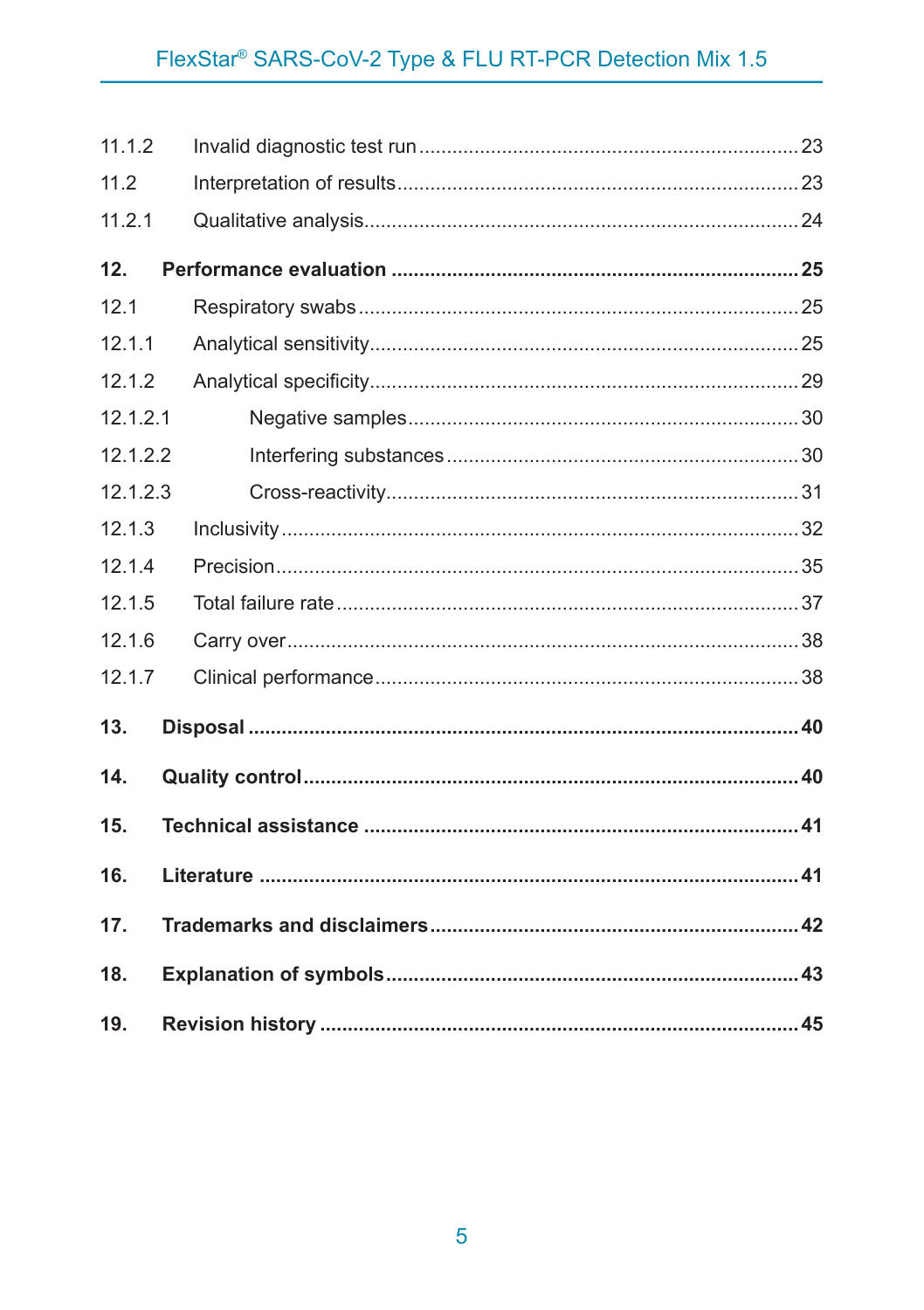| | | |
|---|---|---|
| 11.1.2 | Invalid diagnostic test run | 23 |
| 11.2 | Interpretation of results | 23 |
| 11.2.1 | Qualitative analysis | 24 |
| **12.** | **Performance evaluation** | **25** |
| 12.1 | Respiratory swabs | 25 |
| 12.1.1 | Analytical sensitivity | 25 |
| 12.1.2 | Analytical specificity | 29 |
| 12.1.2.1 | Negative samples | 30 |
| 12.1.2.2 | Interfering substances | 30 |
| 12.1.2.3 | Cross-reactivity | 31 |
| 12.1.3 | Inclusivity | 32 |
| 12.1.4 | Precision | 35 |
| 12.1.5 | Total failure rate | 37 |
| 12.1.6 | Carry over | 38 |
| 12.1.7 | Clinical performance | 38 |
| **13.** | **Disposal** | **40** |
| **14.** | **Quality control** | **40** |
| **15.** | **Technical assistance** | **41** |
| **16.** | **Literature** | **41** |
| **17.** | **Trademarks and disclaimers** | **42** |
| **18.** | **Explanation of symbols** | **43** |
| **19.** | **Revision history** | **45** |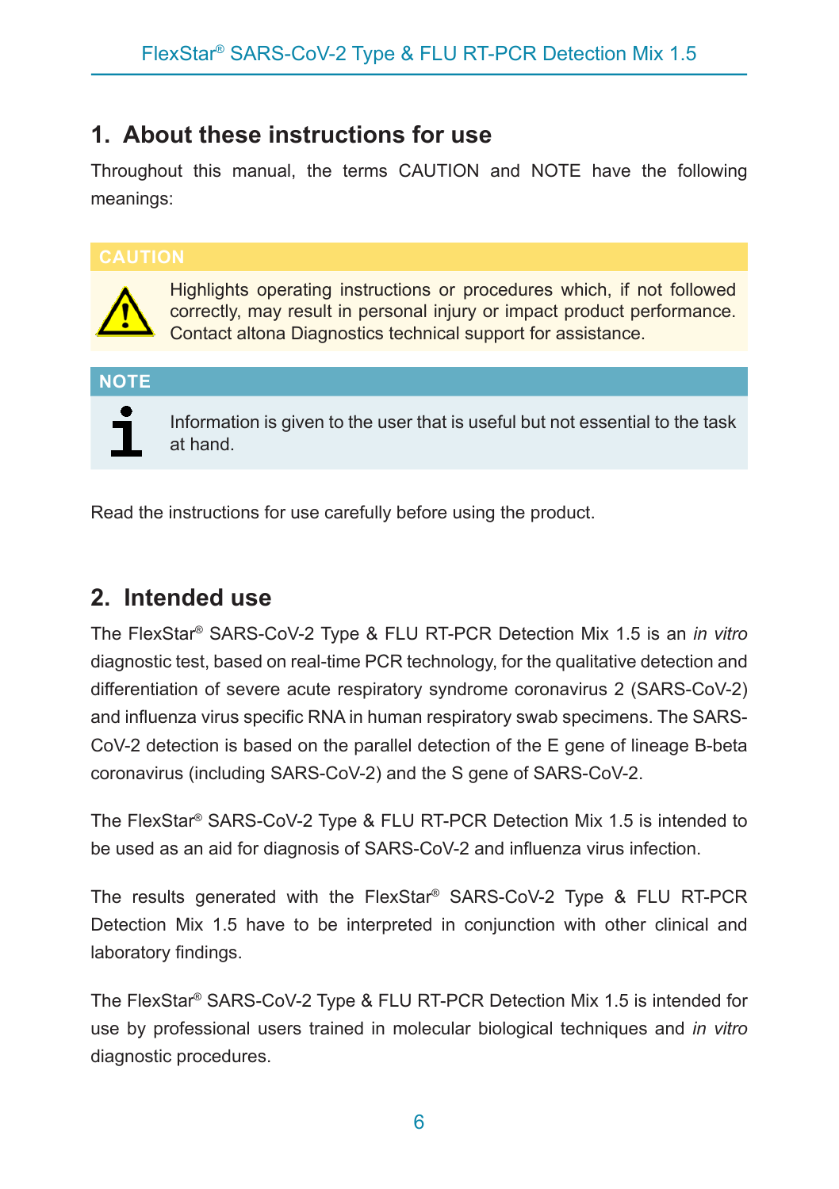## 1. About these instructions for use

Throughout this manual, the terms CAUTION and NOTE have the following meanings:

**CAUTION**

Highlights operating instructions or procedures which, if not followed correctly, may result in personal injury or impact product performance. Contact altona Diagnostics technical support for assistance.

**NOTE**

Information is given to the user that is useful but not essential to the task at hand.

Read the instructions for use carefully before using the product.

## 2. Intended use

The FlexStar® SARS-CoV-2 Type & FLU RT-PCR Detection Mix 1.5 is an *in vitro* diagnostic test, based on real-time PCR technology, for the qualitative detection and differentiation of severe acute respiratory syndrome coronavirus 2 (SARS-CoV-2) and influenza virus specific RNA in human respiratory swab specimens. The SARS-CoV-2 detection is based on the parallel detection of the E gene of lineage B-beta coronavirus (including SARS-CoV-2) and the S gene of SARS-CoV-2.

The FlexStar® SARS-CoV-2 Type & FLU RT-PCR Detection Mix 1.5 is intended to be used as an aid for diagnosis of SARS-CoV-2 and influenza virus infection.

The results generated with the FlexStar® SARS-CoV-2 Type & FLU RT-PCR Detection Mix 1.5 have to be interpreted in conjunction with other clinical and laboratory findings.

The FlexStar® SARS-CoV-2 Type & FLU RT-PCR Detection Mix 1.5 is intended for use by professional users trained in molecular biological techniques and *in vitro* diagnostic procedures.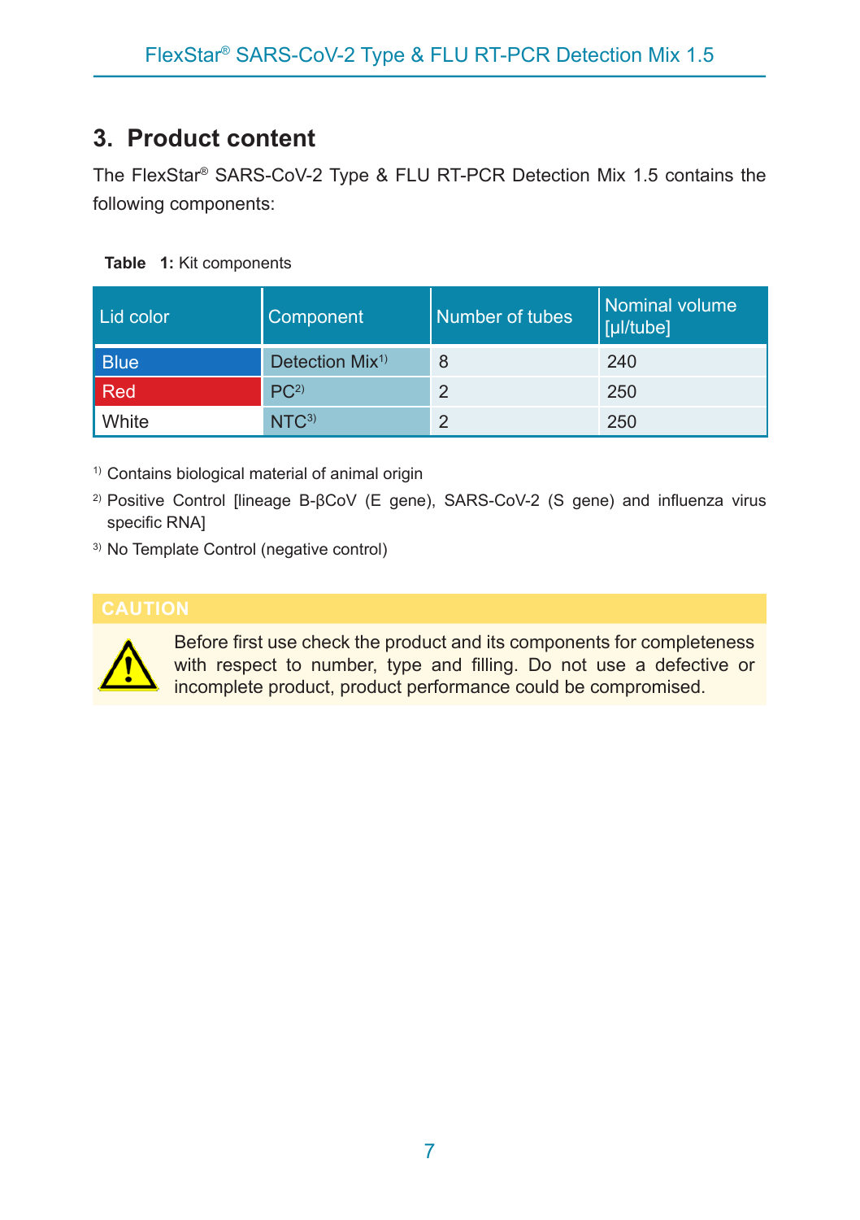## 3. Product content

The FlexStar® SARS-CoV-2 Type & FLU RT-PCR Detection Mix 1.5 contains the following components:

**Table 1:** Kit components

| Lid color | Component | Number of tubes | Nominal volume [µl/tube] |
|---|---|---|---|
| Blue | Detection Mix[1)] | 8 | 240 |
| Red | PC[2)] | 2 | 250 |
| White | NTC[3)] | 2 | 250 |

[1)] Contains biological material of animal origin

[2)] Positive Control [lineage B-βCoV (E gene), SARS-CoV-2 (S gene) and influenza virus specific RNA]

[3)] No Template Control (negative control)

**CAUTION**

Before first use check the product and its components for completeness with respect to number, type and filling. Do not use a defective or incomplete product, product performance could be compromised.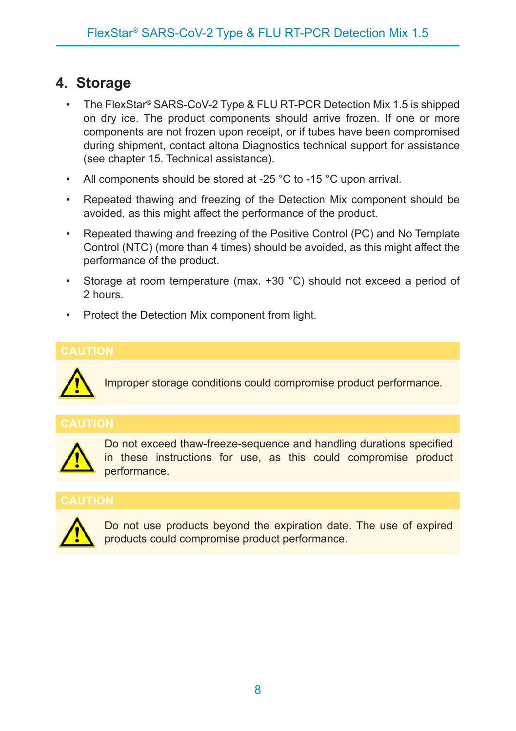## 4. Storage

- The FlexStar® SARS-CoV-2 Type & FLU RT-PCR Detection Mix 1.5 is shipped on dry ice. The product components should arrive frozen. If one or more components are not frozen upon receipt, or if tubes have been compromised during shipment, contact altona Diagnostics technical support for assistance (see chapter 15. Technical assistance).
- All components should be stored at -25 °C to -15 °C upon arrival.
- Repeated thawing and freezing of the Detection Mix component should be avoided, as this might affect the performance of the product.
- Repeated thawing and freezing of the Positive Control (PC) and No Template Control (NTC) (more than 4 times) should be avoided, as this might affect the performance of the product.
- Storage at room temperature (max. +30 °C) should not exceed a period of 2 hours.
- Protect the Detection Mix component from light.

**CAUTION**

Improper storage conditions could compromise product performance.

**CAUTION**

Do not exceed thaw-freeze-sequence and handling durations specified in these instructions for use, as this could compromise product performance.

**CAUTION**

Do not use products beyond the expiration date. The use of expired products could compromise product performance.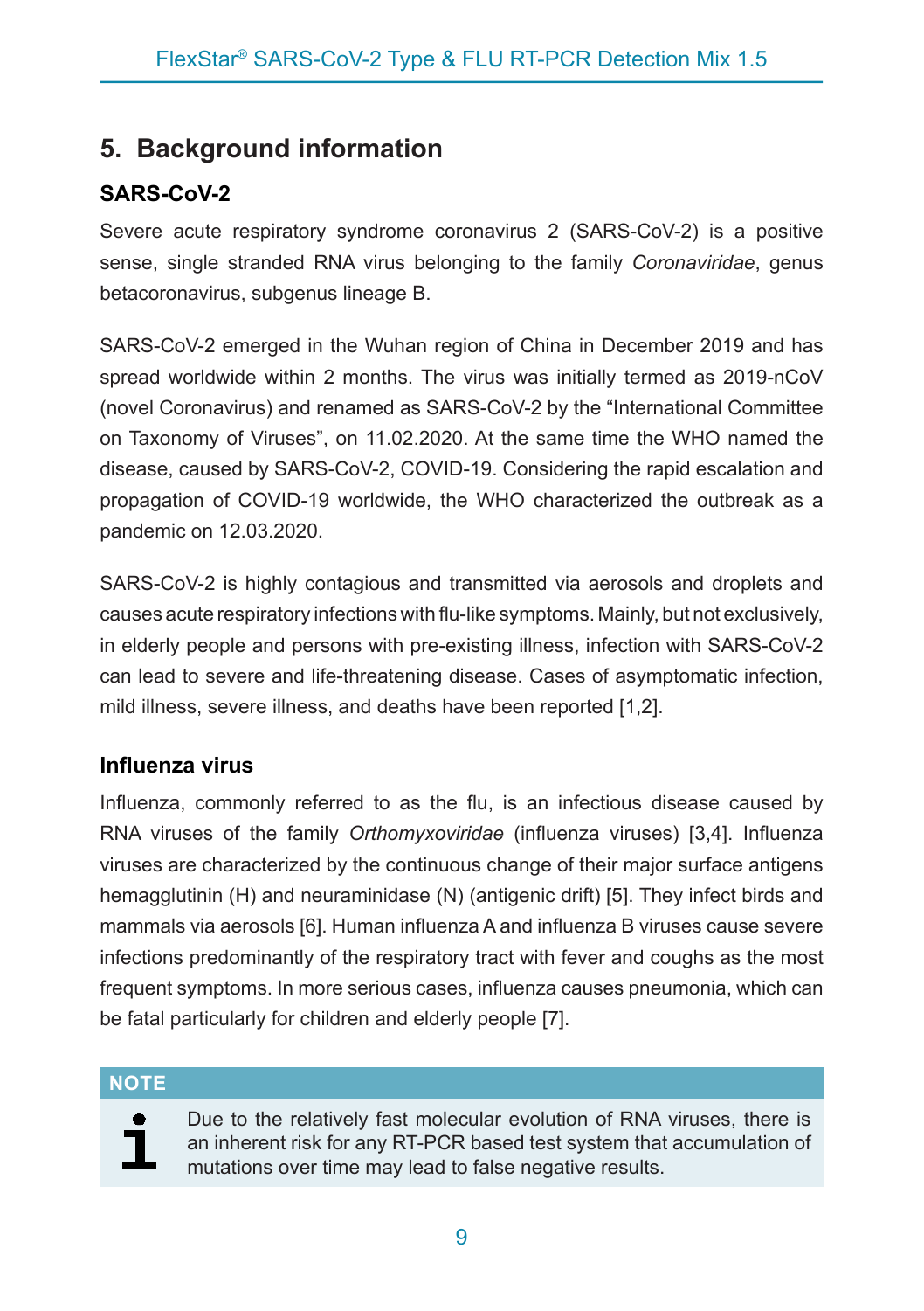# 5. Background information

## SARS-CoV-2

Severe acute respiratory syndrome coronavirus 2 (SARS-CoV-2) is a positive sense, single stranded RNA virus belonging to the family *Coronaviridae*, genus betacoronavirus, subgenus lineage B.

SARS-CoV-2 emerged in the Wuhan region of China in December 2019 and has spread worldwide within 2 months. The virus was initially termed as 2019-nCoV (novel Coronavirus) and renamed as SARS-CoV-2 by the "International Committee on Taxonomy of Viruses", on 11.02.2020. At the same time the WHO named the disease, caused by SARS-CoV-2, COVID-19. Considering the rapid escalation and propagation of COVID-19 worldwide, the WHO characterized the outbreak as a pandemic on 12.03.2020.

SARS-CoV-2 is highly contagious and transmitted via aerosols and droplets and causes acute respiratory infections with flu-like symptoms. Mainly, but not exclusively, in elderly people and persons with pre-existing illness, infection with SARS-CoV-2 can lead to severe and life-threatening disease. Cases of asymptomatic infection, mild illness, severe illness, and deaths have been reported [1,2].

## Influenza virus

Influenza, commonly referred to as the flu, is an infectious disease caused by RNA viruses of the family *Orthomyxoviridae* (influenza viruses) [3,4]. Influenza viruses are characterized by the continuous change of their major surface antigens hemagglutinin (H) and neuraminidase (N) (antigenic drift) [5]. They infect birds and mammals via aerosols [6]. Human influenza A and influenza B viruses cause severe infections predominantly of the respiratory tract with fever and coughs as the most frequent symptoms. In more serious cases, influenza causes pneumonia, which can be fatal particularly for children and elderly people [7].

**NOTE**

Due to the relatively fast molecular evolution of RNA viruses, there is an inherent risk for any RT-PCR based test system that accumulation of mutations over time may lead to false negative results.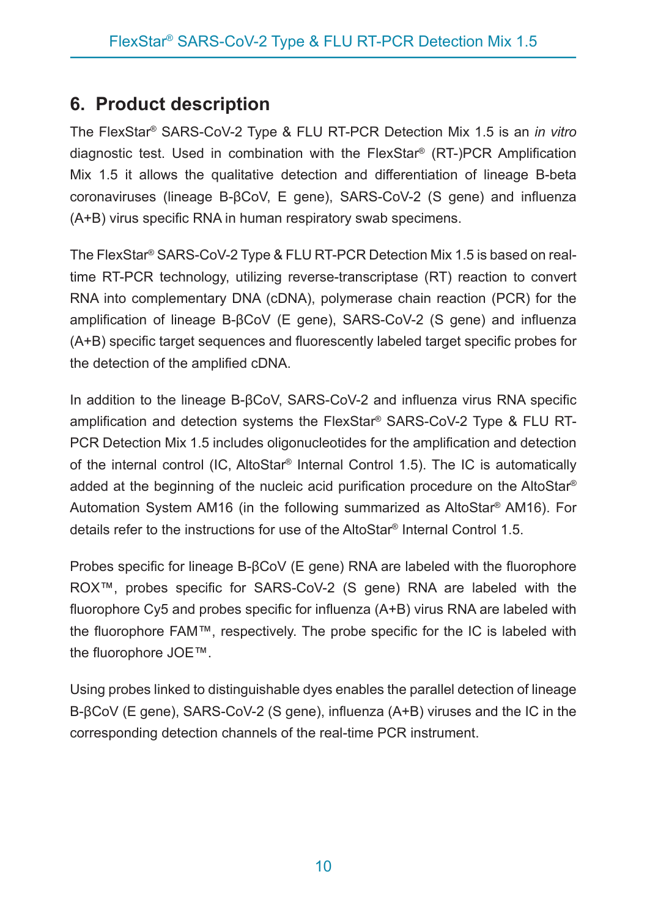## 6. Product description

The FlexStar® SARS-CoV-2 Type & FLU RT-PCR Detection Mix 1.5 is an *in vitro* diagnostic test. Used in combination with the FlexStar® (RT-)PCR Amplification Mix 1.5 it allows the qualitative detection and differentiation of lineage B-beta coronaviruses (lineage B-βCoV, E gene), SARS-CoV-2 (S gene) and influenza (A+B) virus specific RNA in human respiratory swab specimens.

The FlexStar® SARS-CoV-2 Type & FLU RT-PCR Detection Mix 1.5 is based on real-time RT-PCR technology, utilizing reverse-transcriptase (RT) reaction to convert RNA into complementary DNA (cDNA), polymerase chain reaction (PCR) for the amplification of lineage B-βCoV (E gene), SARS-CoV-2 (S gene) and influenza (A+B) specific target sequences and fluorescently labeled target specific probes for the detection of the amplified cDNA.

In addition to the lineage B-βCoV, SARS-CoV-2 and influenza virus RNA specific amplification and detection systems the FlexStar® SARS-CoV-2 Type & FLU RT-PCR Detection Mix 1.5 includes oligonucleotides for the amplification and detection of the internal control (IC, AltoStar® Internal Control 1.5). The IC is automatically added at the beginning of the nucleic acid purification procedure on the AltoStar® Automation System AM16 (in the following summarized as AltoStar® AM16). For details refer to the instructions for use of the AltoStar® Internal Control 1.5.

Probes specific for lineage B-βCoV (E gene) RNA are labeled with the fluorophore ROX™, probes specific for SARS-CoV-2 (S gene) RNA are labeled with the fluorophore Cy5 and probes specific for influenza (A+B) virus RNA are labeled with the fluorophore FAM™, respectively. The probe specific for the IC is labeled with the fluorophore JOE™.

Using probes linked to distinguishable dyes enables the parallel detection of lineage B-βCoV (E gene), SARS-CoV-2 (S gene), influenza (A+B) viruses and the IC in the corresponding detection channels of the real-time PCR instrument.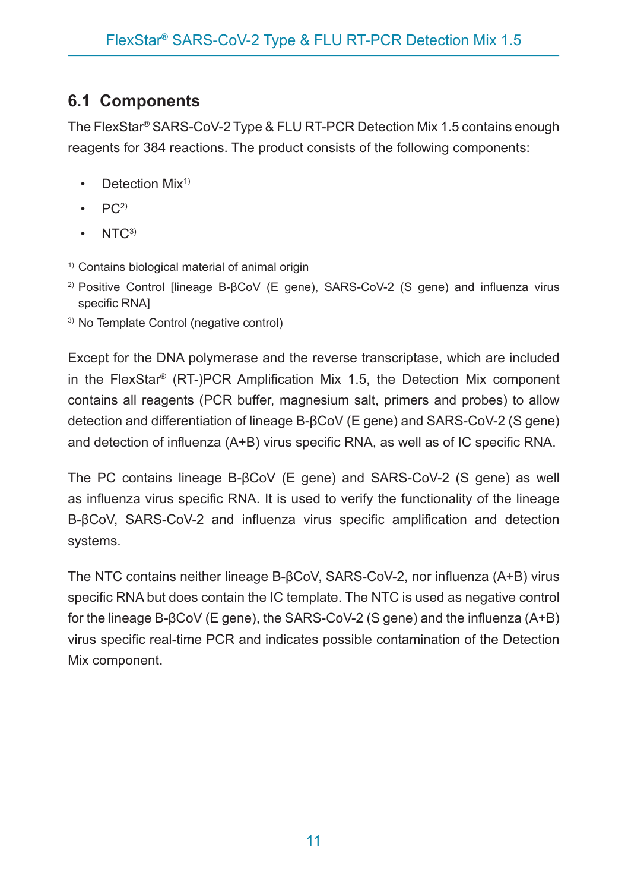## 6.1 Components

The FlexStar® SARS-CoV-2 Type & FLU RT-PCR Detection Mix 1.5 contains enough reagents for 384 reactions. The product consists of the following components:

- Detection Mix[1)]
- PC[2)]
- NTC[3)]

[1)] Contains biological material of animal origin

[2)] Positive Control [lineage B-βCoV (E gene), SARS-CoV-2 (S gene) and influenza virus specific RNA]

[3)] No Template Control (negative control)

Except for the DNA polymerase and the reverse transcriptase, which are included in the FlexStar® (RT-)PCR Amplification Mix 1.5, the Detection Mix component contains all reagents (PCR buffer, magnesium salt, primers and probes) to allow detection and differentiation of lineage B-βCoV (E gene) and SARS-CoV-2 (S gene) and detection of influenza (A+B) virus specific RNA, as well as of IC specific RNA.

The PC contains lineage B-βCoV (E gene) and SARS-CoV-2 (S gene) as well as influenza virus specific RNA. It is used to verify the functionality of the lineage B-βCoV, SARS-CoV-2 and influenza virus specific amplification and detection systems.

The NTC contains neither lineage B-βCoV, SARS-CoV-2, nor influenza (A+B) virus specific RNA but does contain the IC template. The NTC is used as negative control for the lineage B-βCoV (E gene), the SARS-CoV-2 (S gene) and the influenza (A+B) virus specific real-time PCR and indicates possible contamination of the Detection Mix component.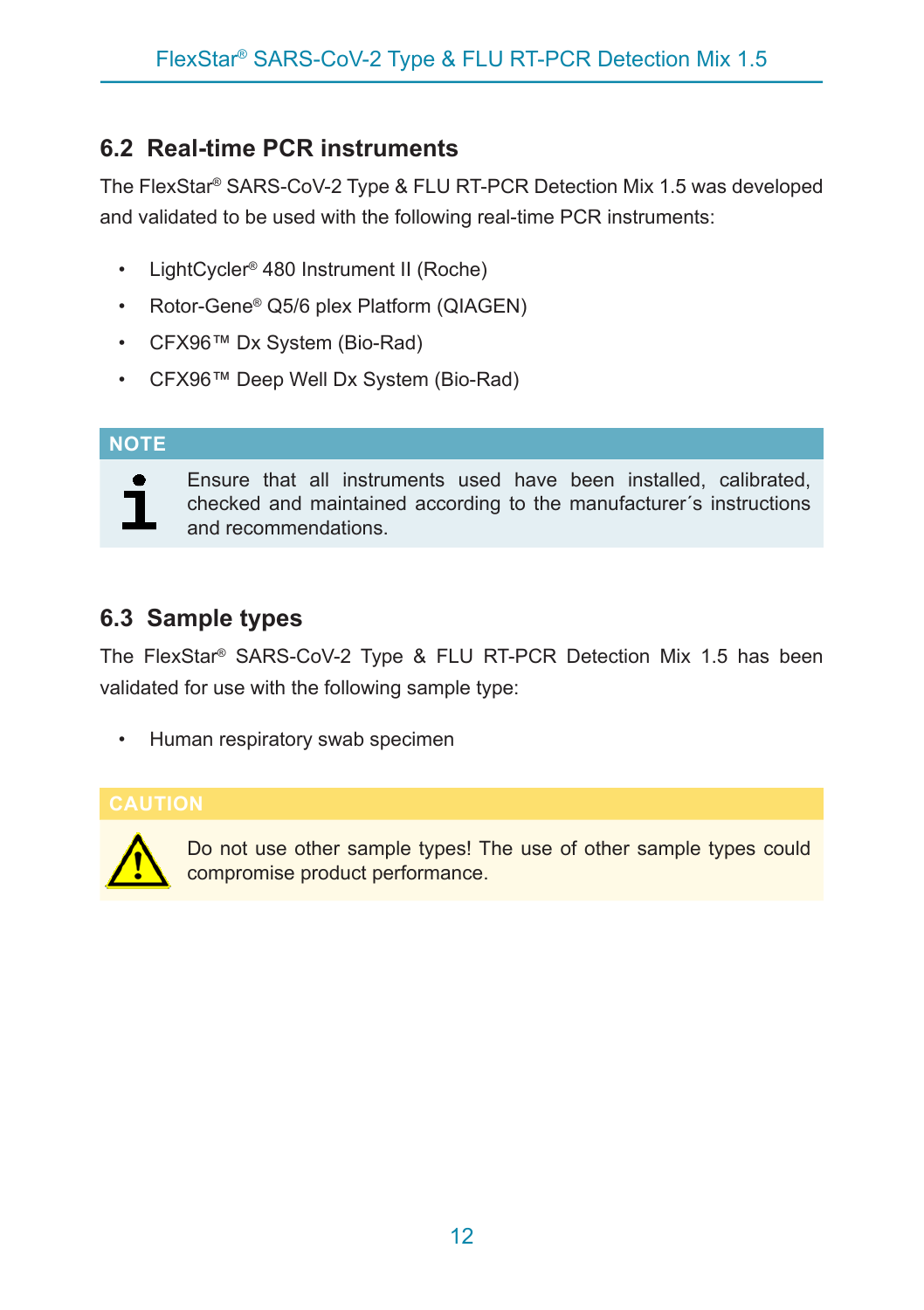## 6.2 Real-time PCR instruments

The FlexStar® SARS-CoV-2 Type & FLU RT-PCR Detection Mix 1.5 was developed and validated to be used with the following real-time PCR instruments:

- LightCycler® 480 Instrument II (Roche)
- Rotor-Gene® Q5/6 plex Platform (QIAGEN)
- CFX96™ Dx System (Bio-Rad)
- CFX96™ Deep Well Dx System (Bio-Rad)

**NOTE**

Ensure that all instruments used have been installed, calibrated, checked and maintained according to the manufacturer´s instructions and recommendations.

## 6.3 Sample types

The FlexStar® SARS-CoV-2 Type & FLU RT-PCR Detection Mix 1.5 has been validated for use with the following sample type:

- Human respiratory swab specimen

**CAUTION**

Do not use other sample types! The use of other sample types could compromise product performance.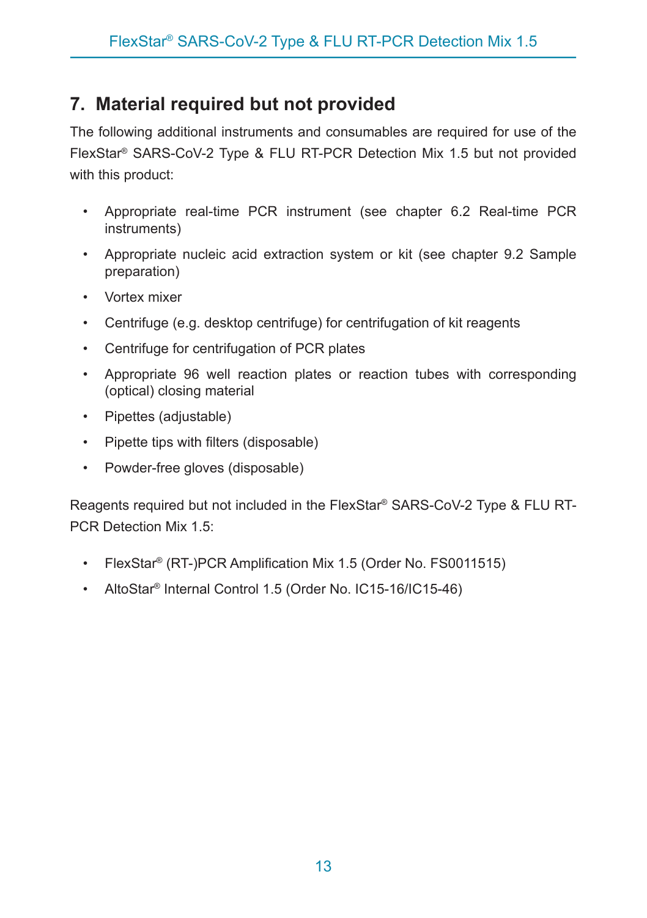# 7. Material required but not provided

The following additional instruments and consumables are required for use of the FlexStar® SARS-CoV-2 Type & FLU RT-PCR Detection Mix 1.5 but not provided with this product:

- Appropriate real-time PCR instrument (see chapter 6.2 Real-time PCR instruments)
- Appropriate nucleic acid extraction system or kit (see chapter 9.2 Sample preparation)
- Vortex mixer
- Centrifuge (e.g. desktop centrifuge) for centrifugation of kit reagents
- Centrifuge for centrifugation of PCR plates
- Appropriate 96 well reaction plates or reaction tubes with corresponding (optical) closing material
- Pipettes (adjustable)
- Pipette tips with filters (disposable)
- Powder-free gloves (disposable)

Reagents required but not included in the FlexStar® SARS-CoV-2 Type & FLU RT-PCR Detection Mix 1.5:

- FlexStar® (RT-)PCR Amplification Mix 1.5 (Order No. FS0011515)
- AltoStar® Internal Control 1.5 (Order No. IC15-16/IC15-46)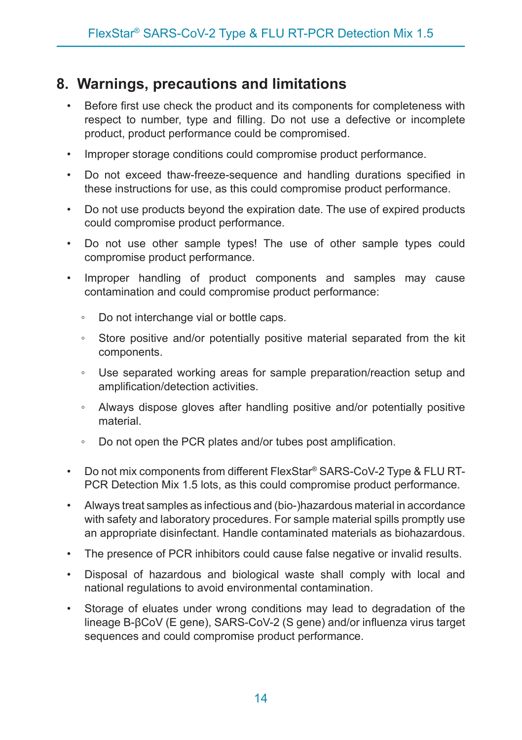## 8. Warnings, precautions and limitations

- Before first use check the product and its components for completeness with respect to number, type and filling. Do not use a defective or incomplete product, product performance could be compromised.
- Improper storage conditions could compromise product performance.
- Do not exceed thaw-freeze-sequence and handling durations specified in these instructions for use, as this could compromise product performance.
- Do not use products beyond the expiration date. The use of expired products could compromise product performance.
- Do not use other sample types! The use of other sample types could compromise product performance.
- Improper handling of product components and samples may cause contamination and could compromise product performance:
  - Do not interchange vial or bottle caps.
  - Store positive and/or potentially positive material separated from the kit components.
  - Use separated working areas for sample preparation/reaction setup and amplification/detection activities.
  - Always dispose gloves after handling positive and/or potentially positive material.
  - Do not open the PCR plates and/or tubes post amplification.
- Do not mix components from different FlexStar® SARS-CoV-2 Type & FLU RT-PCR Detection Mix 1.5 lots, as this could compromise product performance.
- Always treat samples as infectious and (bio-)hazardous material in accordance with safety and laboratory procedures. For sample material spills promptly use an appropriate disinfectant. Handle contaminated materials as biohazardous.
- The presence of PCR inhibitors could cause false negative or invalid results.
- Disposal of hazardous and biological waste shall comply with local and national regulations to avoid environmental contamination.
- Storage of eluates under wrong conditions may lead to degradation of the lineage B-βCoV (E gene), SARS-CoV-2 (S gene) and/or influenza virus target sequences and could compromise product performance.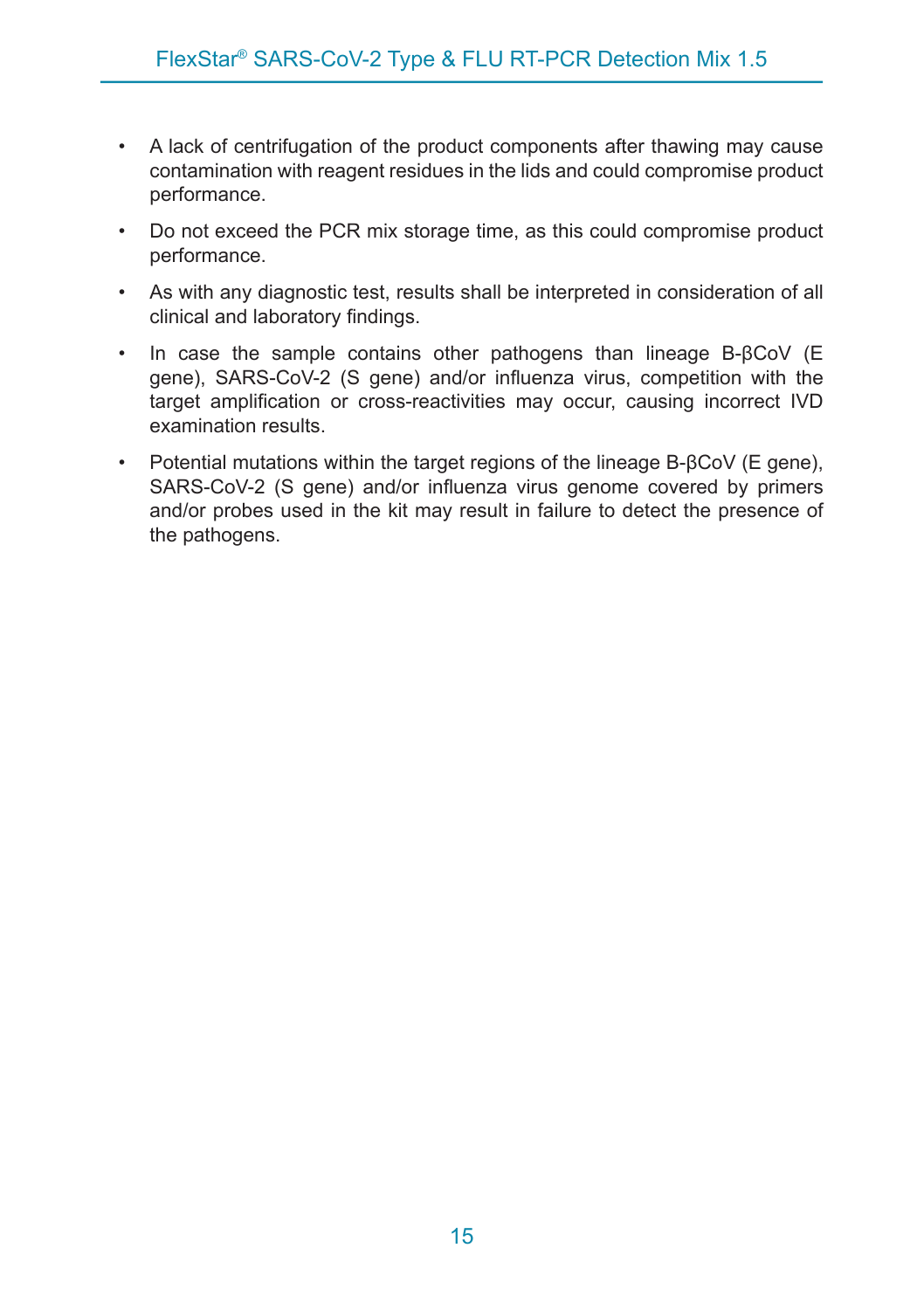- A lack of centrifugation of the product components after thawing may cause contamination with reagent residues in the lids and could compromise product performance.
- Do not exceed the PCR mix storage time, as this could compromise product performance.
- As with any diagnostic test, results shall be interpreted in consideration of all clinical and laboratory findings.
- In case the sample contains other pathogens than lineage B-βCoV (E gene), SARS-CoV-2 (S gene) and/or influenza virus, competition with the target amplification or cross-reactivities may occur, causing incorrect IVD examination results.
- Potential mutations within the target regions of the lineage B-βCoV (E gene), SARS-CoV-2 (S gene) and/or influenza virus genome covered by primers and/or probes used in the kit may result in failure to detect the presence of the pathogens.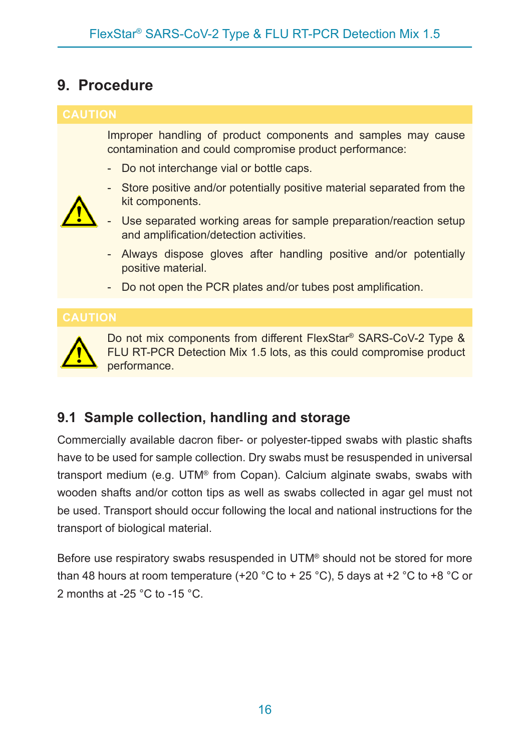## 9. Procedure

**CAUTION**

Improper handling of product components and samples may cause contamination and could compromise product performance:

- Do not interchange vial or bottle caps.
- Store positive and/or potentially positive material separated from the kit components.
- Use separated working areas for sample preparation/reaction setup and amplification/detection activities.
- Always dispose gloves after handling positive and/or potentially positive material.
- Do not open the PCR plates and/or tubes post amplification.

**CAUTION**

Do not mix components from different FlexStar® SARS-CoV-2 Type & FLU RT-PCR Detection Mix 1.5 lots, as this could compromise product performance.

### 9.1 Sample collection, handling and storage

Commercially available dacron fiber- or polyester-tipped swabs with plastic shafts have to be used for sample collection. Dry swabs must be resuspended in universal transport medium (e.g. UTM® from Copan). Calcium alginate swabs, swabs with wooden shafts and/or cotton tips as well as swabs collected in agar gel must not be used. Transport should occur following the local and national instructions for the transport of biological material.

Before use respiratory swabs resuspended in UTM® should not be stored for more than 48 hours at room temperature (+20 °C to + 25 °C), 5 days at +2 °C to +8 °C or 2 months at -25 °C to -15 °C.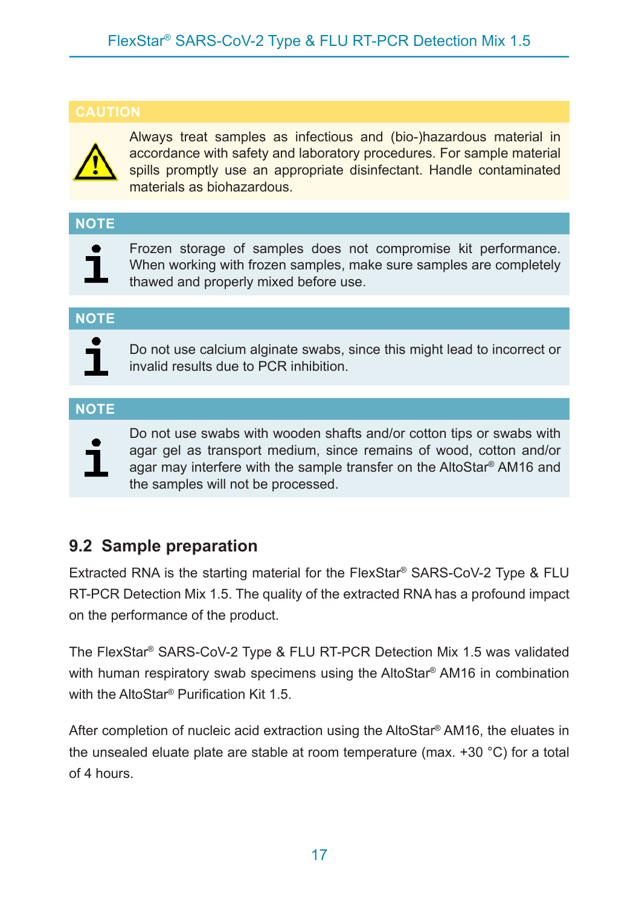**CAUTION**

Always treat samples as infectious and (bio-)hazardous material in accordance with safety and laboratory procedures. For sample material spills promptly use an appropriate disinfectant. Handle contaminated materials as biohazardous.

**NOTE**

Frozen storage of samples does not compromise kit performance. When working with frozen samples, make sure samples are completely thawed and properly mixed before use.

**NOTE**

Do not use calcium alginate swabs, since this might lead to incorrect or invalid results due to PCR inhibition.

**NOTE**

Do not use swabs with wooden shafts and/or cotton tips or swabs with agar gel as transport medium, since remains of wood, cotton and/or agar may interfere with the sample transfer on the AltoStar® AM16 and the samples will not be processed.

## 9.2 Sample preparation

Extracted RNA is the starting material for the FlexStar® SARS-CoV-2 Type & FLU RT-PCR Detection Mix 1.5. The quality of the extracted RNA has a profound impact on the performance of the product.

The FlexStar® SARS-CoV-2 Type & FLU RT-PCR Detection Mix 1.5 was validated with human respiratory swab specimens using the AltoStar® AM16 in combination with the AltoStar® Purification Kit 1.5.

After completion of nucleic acid extraction using the AltoStar® AM16, the eluates in the unsealed eluate plate are stable at room temperature (max. +30 °C) for a total of 4 hours.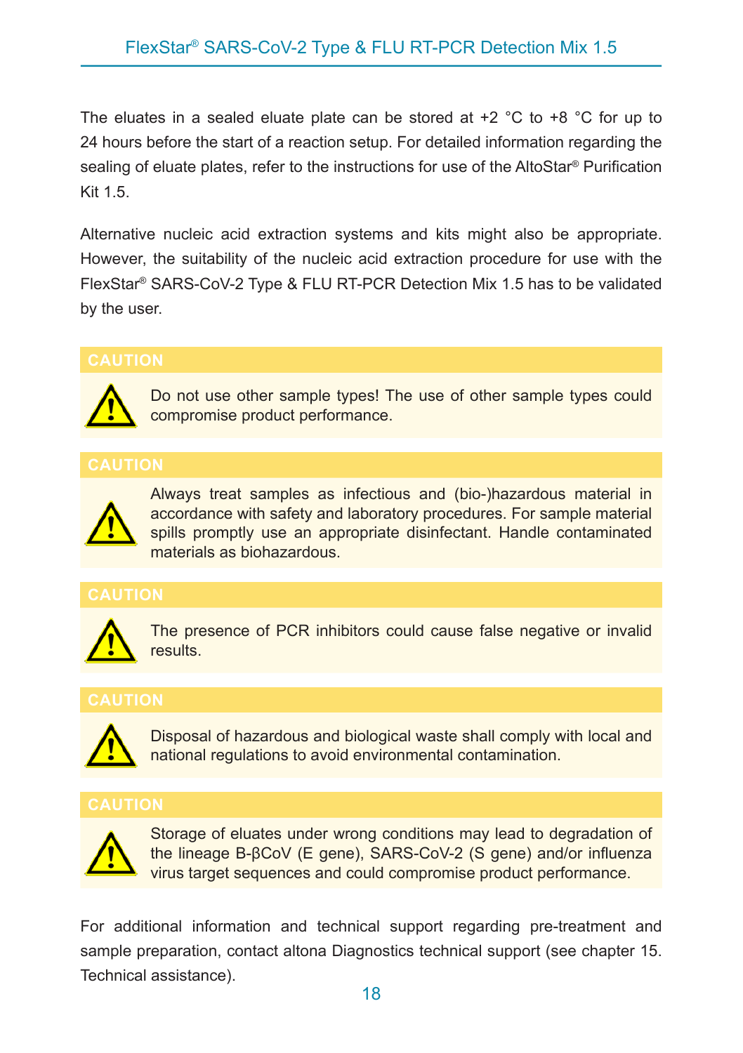The eluates in a sealed eluate plate can be stored at +2 °C to +8 °C for up to 24 hours before the start of a reaction setup. For detailed information regarding the sealing of eluate plates, refer to the instructions for use of the AltoStar® Purification Kit 1.5.

Alternative nucleic acid extraction systems and kits might also be appropriate. However, the suitability of the nucleic acid extraction procedure for use with the FlexStar® SARS-CoV-2 Type & FLU RT-PCR Detection Mix 1.5 has to be validated by the user.

**CAUTION**

Do not use other sample types! The use of other sample types could compromise product performance.

**CAUTION**

Always treat samples as infectious and (bio-)hazardous material in accordance with safety and laboratory procedures. For sample material spills promptly use an appropriate disinfectant. Handle contaminated materials as biohazardous.

**CAUTION**

The presence of PCR inhibitors could cause false negative or invalid results.

**CAUTION**

Disposal of hazardous and biological waste shall comply with local and national regulations to avoid environmental contamination.

**CAUTION**

Storage of eluates under wrong conditions may lead to degradation of the lineage B-βCoV (E gene), SARS-CoV-2 (S gene) and/or influenza virus target sequences and could compromise product performance.

For additional information and technical support regarding pre-treatment and sample preparation, contact altona Diagnostics technical support (see chapter 15. Technical assistance).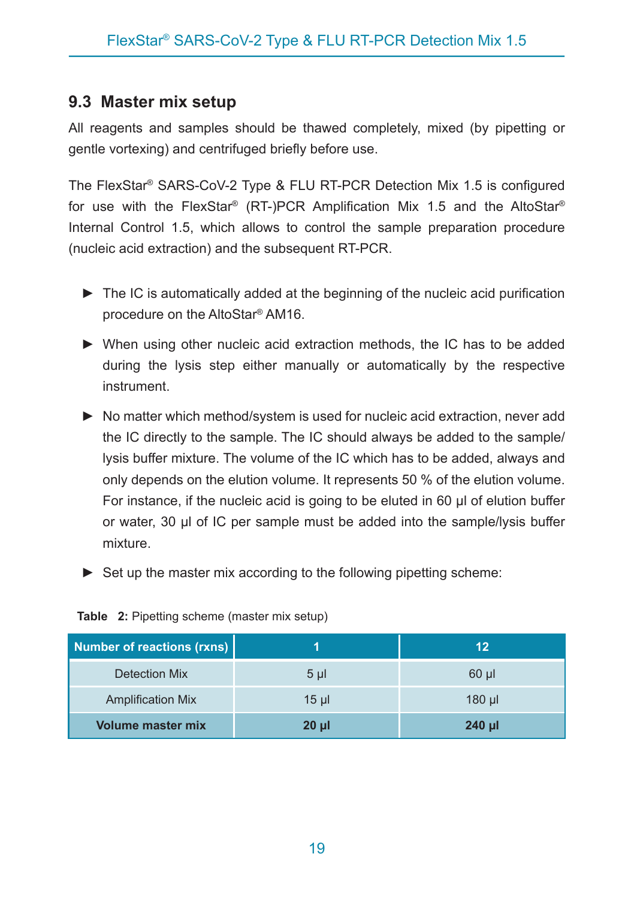## 9.3 Master mix setup

All reagents and samples should be thawed completely, mixed (by pipetting or gentle vortexing) and centrifuged briefly before use.

The FlexStar® SARS-CoV-2 Type & FLU RT-PCR Detection Mix 1.5 is configured for use with the FlexStar® (RT-)PCR Amplification Mix 1.5 and the AltoStar® Internal Control 1.5, which allows to control the sample preparation procedure (nucleic acid extraction) and the subsequent RT-PCR.

- ► The IC is automatically added at the beginning of the nucleic acid purification procedure on the AltoStar® AM16.
- ► When using other nucleic acid extraction methods, the IC has to be added during the lysis step either manually or automatically by the respective instrument.
- ► No matter which method/system is used for nucleic acid extraction, never add the IC directly to the sample. The IC should always be added to the sample/lysis buffer mixture. The volume of the IC which has to be added, always and only depends on the elution volume. It represents 50 % of the elution volume. For instance, if the nucleic acid is going to be eluted in 60 µl of elution buffer or water, 30 µl of IC per sample must be added into the sample/lysis buffer mixture.
- ► Set up the master mix according to the following pipetting scheme:

**Table 2:** Pipetting scheme (master mix setup)

| Number of reactions (rxns) | 1 | 12 |
|---|---|---|
| Detection Mix | 5 µl | 60 µl |
| Amplification Mix | 15 µl | 180 µl |
| **Volume master mix** | **20 µl** | **240 µl** |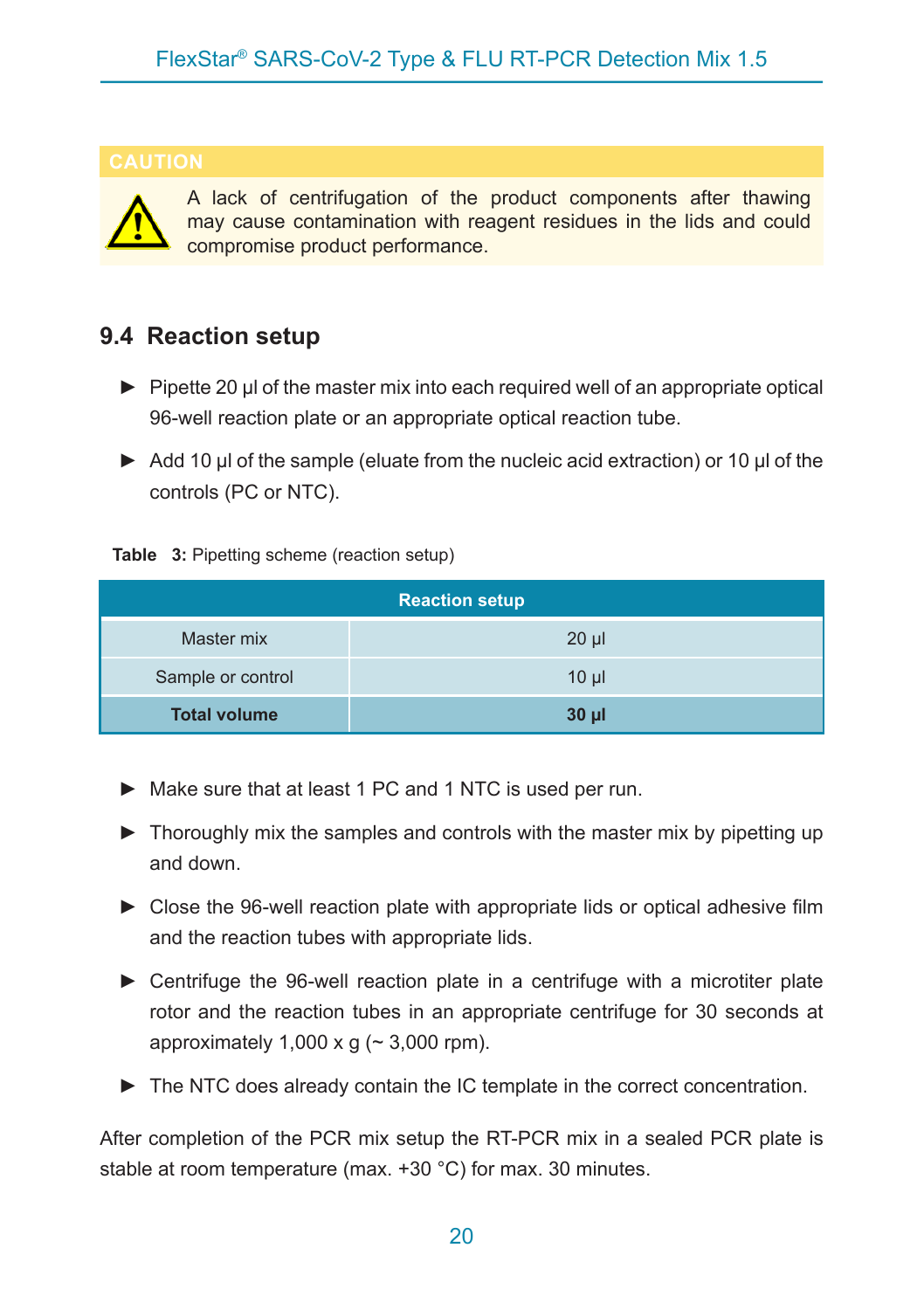**CAUTION**

A lack of centrifugation of the product components after thawing may cause contamination with reagent residues in the lids and could compromise product performance.

## 9.4 Reaction setup

- Pipette 20 µl of the master mix into each required well of an appropriate optical 96-well reaction plate or an appropriate optical reaction tube.
- Add 10 µl of the sample (eluate from the nucleic acid extraction) or 10 µl of the controls (PC or NTC).

**Table 3:** Pipetting scheme (reaction setup)

| Reaction setup | |
|---|---|
| Master mix | 20 µl |
| Sample or control | 10 µl |
| **Total volume** | **30 µl** |

- Make sure that at least 1 PC and 1 NTC is used per run.
- Thoroughly mix the samples and controls with the master mix by pipetting up and down.
- Close the 96-well reaction plate with appropriate lids or optical adhesive film and the reaction tubes with appropriate lids.
- Centrifuge the 96-well reaction plate in a centrifuge with a microtiter plate rotor and the reaction tubes in an appropriate centrifuge for 30 seconds at approximately 1,000 x g (~ 3,000 rpm).
- The NTC does already contain the IC template in the correct concentration.

After completion of the PCR mix setup the RT-PCR mix in a sealed PCR plate is stable at room temperature (max. +30 °C) for max. 30 minutes.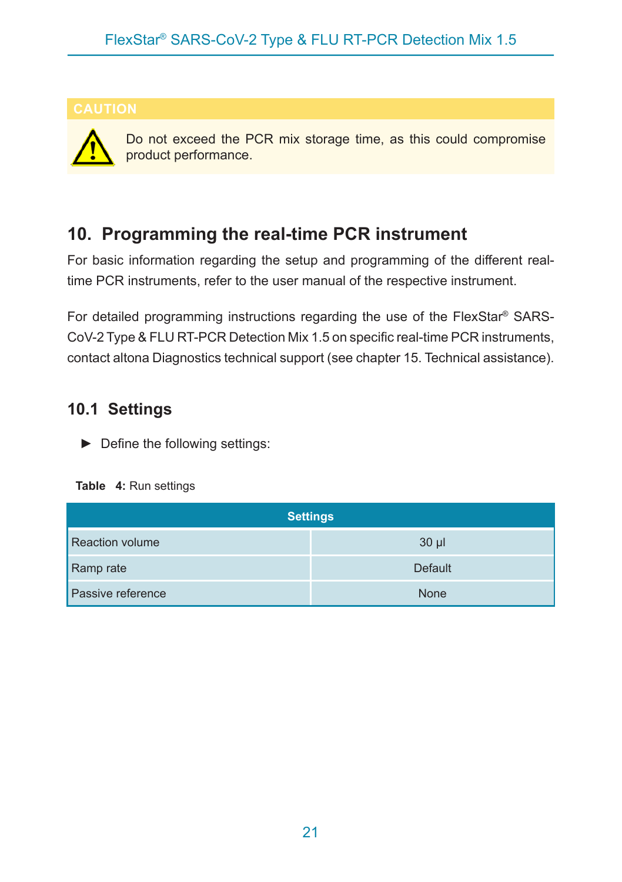**CAUTION**

Do not exceed the PCR mix storage time, as this could compromise product performance.

## 10. Programming the real-time PCR instrument

For basic information regarding the setup and programming of the different real-time PCR instruments, refer to the user manual of the respective instrument.

For detailed programming instructions regarding the use of the FlexStar® SARS-CoV-2 Type & FLU RT-PCR Detection Mix 1.5 on specific real-time PCR instruments, contact altona Diagnostics technical support (see chapter 15. Technical assistance).

### 10.1 Settings

► Define the following settings:

**Table 4:** Run settings

| Settings | |
|---|---|
| Reaction volume | 30 µl |
| Ramp rate | Default |
| Passive reference | None |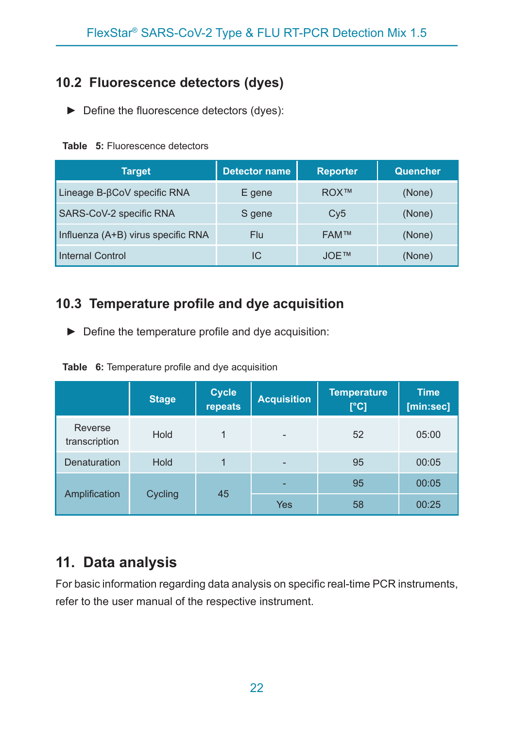## 10.2 Fluorescence detectors (dyes)

► Define the fluorescence detectors (dyes):

**Table 5:** Fluorescence detectors

| Target | Detector name | Reporter | Quencher |
|---|---|---|---|
| Lineage B-βCoV specific RNA | E gene | ROX™ | (None) |
| SARS-CoV-2 specific RNA | S gene | Cy5 | (None) |
| Influenza (A+B) virus specific RNA | Flu | FAM™ | (None) |
| Internal Control | IC | JOE™ | (None) |

## 10.3 Temperature profile and dye acquisition

► Define the temperature profile and dye acquisition:

**Table 6:** Temperature profile and dye acquisition

| | Stage | Cycle repeats | Acquisition | Temperature [°C] | Time [min:sec] |
|---|---|---|---|---|---|
| Reverse transcription | Hold | 1 | - | 52 | 05:00 |
| Denaturation | Hold | 1 | - | 95 | 00:05 |
| Amplification | Cycling | 45 | - | 95 | 00:05 |
| | | | Yes | 58 | 00:25 |

# 11. Data analysis

For basic information regarding data analysis on specific real-time PCR instruments, refer to the user manual of the respective instrument.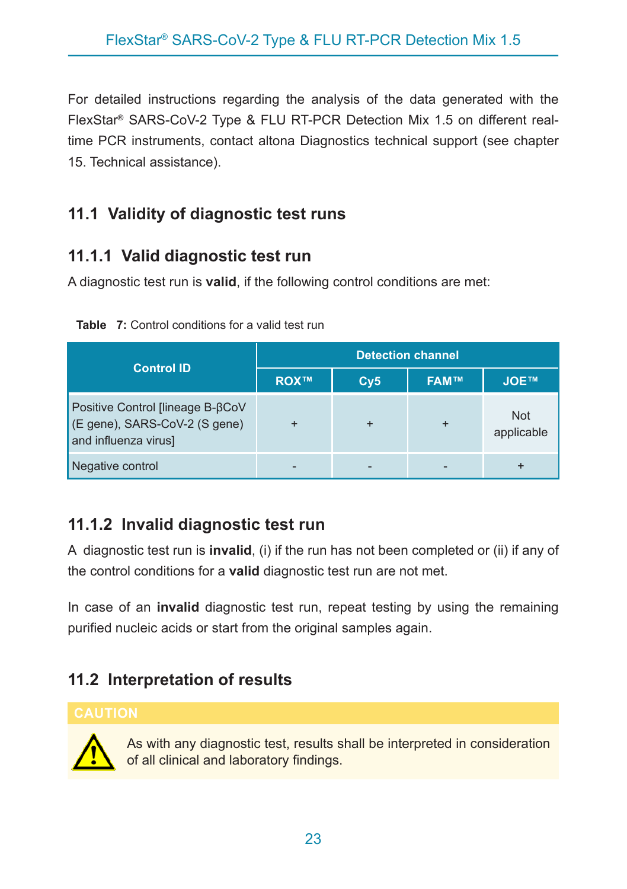For detailed instructions regarding the analysis of the data generated with the FlexStar® SARS-CoV-2 Type & FLU RT-PCR Detection Mix 1.5 on different real-time PCR instruments, contact altona Diagnostics technical support (see chapter 15. Technical assistance).

## 11.1 Validity of diagnostic test runs

### 11.1.1 Valid diagnostic test run

A diagnostic test run is **valid**, if the following control conditions are met:

**Table 7:** Control conditions for a valid test run

| Control ID | Detection channel | | | |
|---|---|---|---|---|
| | ROX™ | Cy5 | FAM™ | JOE™ |
| Positive Control [lineage B-βCoV (E gene), SARS-CoV-2 (S gene) and influenza virus] | + | + | + | Not applicable |
| Negative control | - | - | - | + |

### 11.1.2 Invalid diagnostic test run

A diagnostic test run is **invalid**, (i) if the run has not been completed or (ii) if any of the control conditions for a **valid** diagnostic test run are not met.

In case of an **invalid** diagnostic test run, repeat testing by using the remaining purified nucleic acids or start from the original samples again.

## 11.2 Interpretation of results

**CAUTION**

As with any diagnostic test, results shall be interpreted in consideration of all clinical and laboratory findings.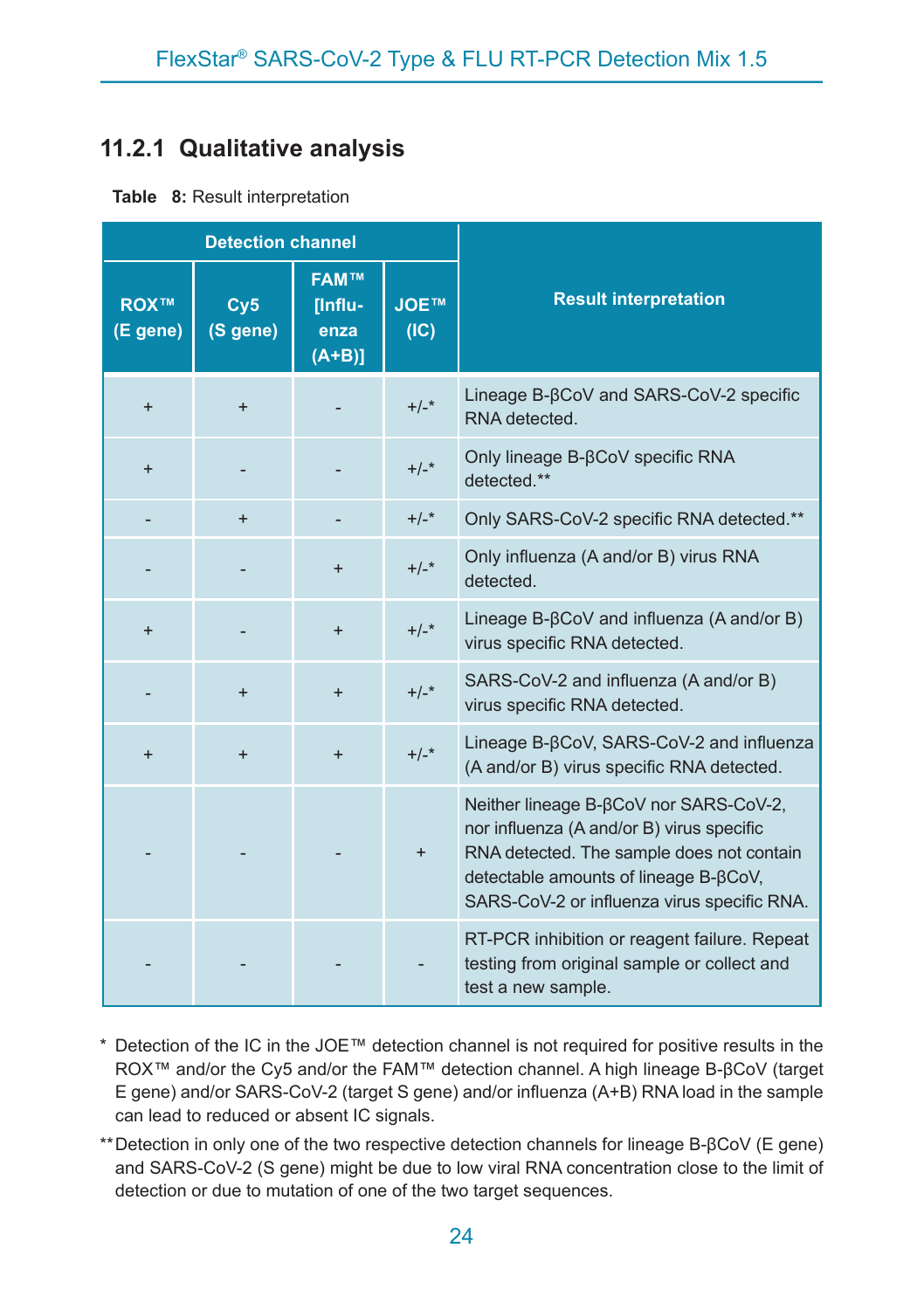### 11.2.1 Qualitative analysis

**Table 8:** Result interpretation

| Detection channel | | | | Result interpretation |
|---|---|---|---|---|
| ROX™ (E gene) | Cy5 (S gene) | FAM™ [Influenza (A+B)] | JOE™ (IC) | |
| + | + | - | +/-* | Lineage B-βCoV and SARS-CoV-2 specific RNA detected. |
| + | - | - | +/-* | Only lineage B-βCoV specific RNA detected.** |
| - | + | - | +/-* | Only SARS-CoV-2 specific RNA detected.** |
| - | - | + | +/-* | Only influenza (A and/or B) virus RNA detected. |
| + | - | + | +/-* | Lineage B-βCoV and influenza (A and/or B) virus specific RNA detected. |
| - | + | + | +/-* | SARS-CoV-2 and influenza (A and/or B) virus specific RNA detected. |
| + | + | + | +/-* | Lineage B-βCoV, SARS-CoV-2 and influenza (A and/or B) virus specific RNA detected. |
| - | - | - | + | Neither lineage B-βCoV nor SARS-CoV-2, nor influenza (A and/or B) virus specific RNA detected. The sample does not contain detectable amounts of lineage B-βCoV, SARS-CoV-2 or influenza virus specific RNA. |
| - | - | - | - | RT-PCR inhibition or reagent failure. Repeat testing from original sample or collect and test a new sample. |

\* Detection of the IC in the JOE™ detection channel is not required for positive results in the ROX™ and/or the Cy5 and/or the FAM™ detection channel. A high lineage B-βCoV (target E gene) and/or SARS-CoV-2 (target S gene) and/or influenza (A+B) RNA load in the sample can lead to reduced or absent IC signals.

** Detection in only one of the two respective detection channels for lineage B-βCoV (E gene) and SARS-CoV-2 (S gene) might be due to low viral RNA concentration close to the limit of detection or due to mutation of one of the two target sequences.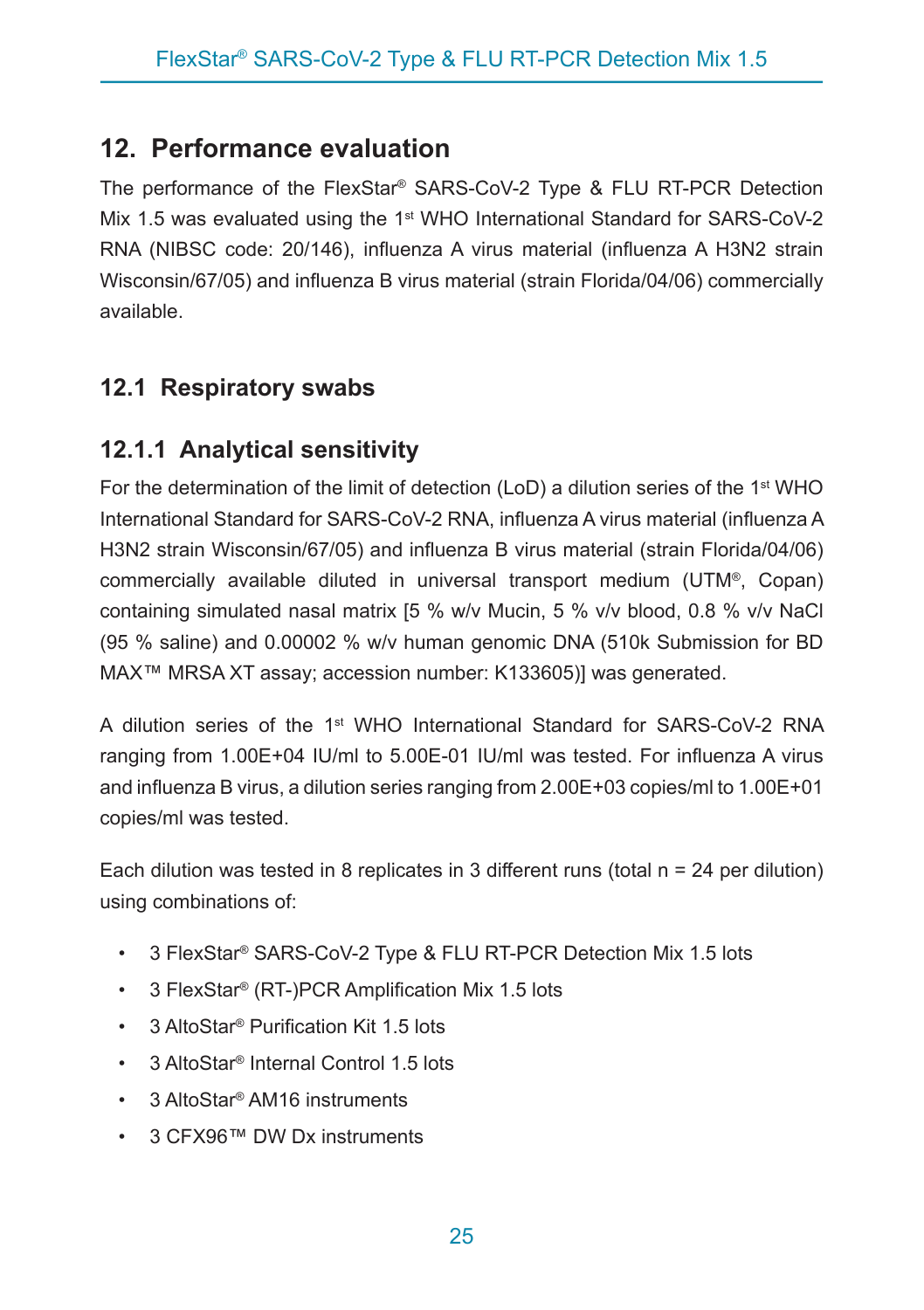## 12. Performance evaluation

The performance of the FlexStar® SARS-CoV-2 Type & FLU RT-PCR Detection Mix 1.5 was evaluated using the 1st WHO International Standard for SARS-CoV-2 RNA (NIBSC code: 20/146), influenza A virus material (influenza A H3N2 strain Wisconsin/67/05) and influenza B virus material (strain Florida/04/06) commercially available.

### 12.1 Respiratory swabs

### 12.1.1 Analytical sensitivity

For the determination of the limit of detection (LoD) a dilution series of the 1st WHO International Standard for SARS-CoV-2 RNA, influenza A virus material (influenza A H3N2 strain Wisconsin/67/05) and influenza B virus material (strain Florida/04/06) commercially available diluted in universal transport medium (UTM®, Copan) containing simulated nasal matrix [5 % w/v Mucin, 5 % v/v blood, 0.8 % v/v NaCl (95 % saline) and 0.00002 % w/v human genomic DNA (510k Submission for BD MAX™ MRSA XT assay; accession number: K133605)] was generated.

A dilution series of the 1st WHO International Standard for SARS-CoV-2 RNA ranging from 1.00E+04 IU/ml to 5.00E-01 IU/ml was tested. For influenza A virus and influenza B virus, a dilution series ranging from 2.00E+03 copies/ml to 1.00E+01 copies/ml was tested.

Each dilution was tested in 8 replicates in 3 different runs (total n = 24 per dilution) using combinations of:

- 3 FlexStar® SARS-CoV-2 Type & FLU RT-PCR Detection Mix 1.5 lots
- 3 FlexStar® (RT-)PCR Amplification Mix 1.5 lots
- 3 AltoStar® Purification Kit 1.5 lots
- 3 AltoStar® Internal Control 1.5 lots
- 3 AltoStar® AM16 instruments
- 3 CFX96™ DW Dx instruments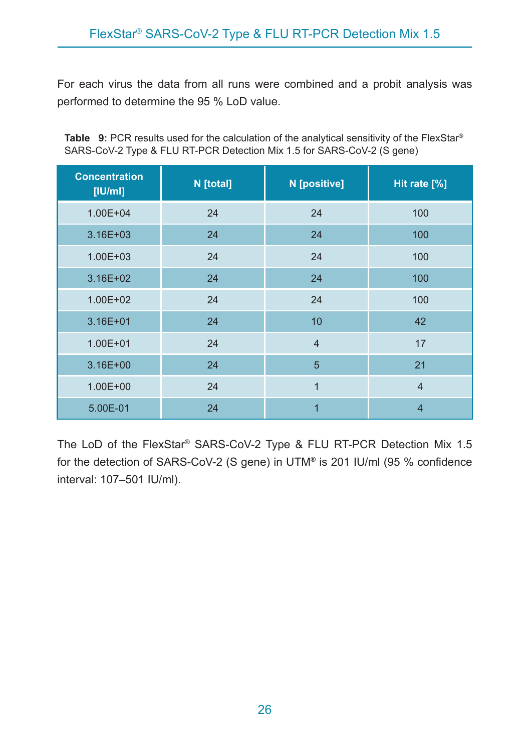For each virus the data from all runs were combined and a probit analysis was performed to determine the 95 % LoD value.

**Table 9:** PCR results used for the calculation of the analytical sensitivity of the FlexStar® SARS-CoV-2 Type & FLU RT-PCR Detection Mix 1.5 for SARS-CoV-2 (S gene)

| Concentration [IU/ml] | N [total] | N [positive] | Hit rate [%] |
|---|---|---|---|
| 1.00E+04 | 24 | 24 | 100 |
| 3.16E+03 | 24 | 24 | 100 |
| 1.00E+03 | 24 | 24 | 100 |
| 3.16E+02 | 24 | 24 | 100 |
| 1.00E+02 | 24 | 24 | 100 |
| 3.16E+01 | 24 | 10 | 42 |
| 1.00E+01 | 24 | 4 | 17 |
| 3.16E+00 | 24 | 5 | 21 |
| 1.00E+00 | 24 | 1 | 4 |
| 5.00E-01 | 24 | 1 | 4 |

The LoD of the FlexStar® SARS-CoV-2 Type & FLU RT-PCR Detection Mix 1.5 for the detection of SARS-CoV-2 (S gene) in UTM® is 201 IU/ml (95 % confidence interval: 107–501 IU/ml).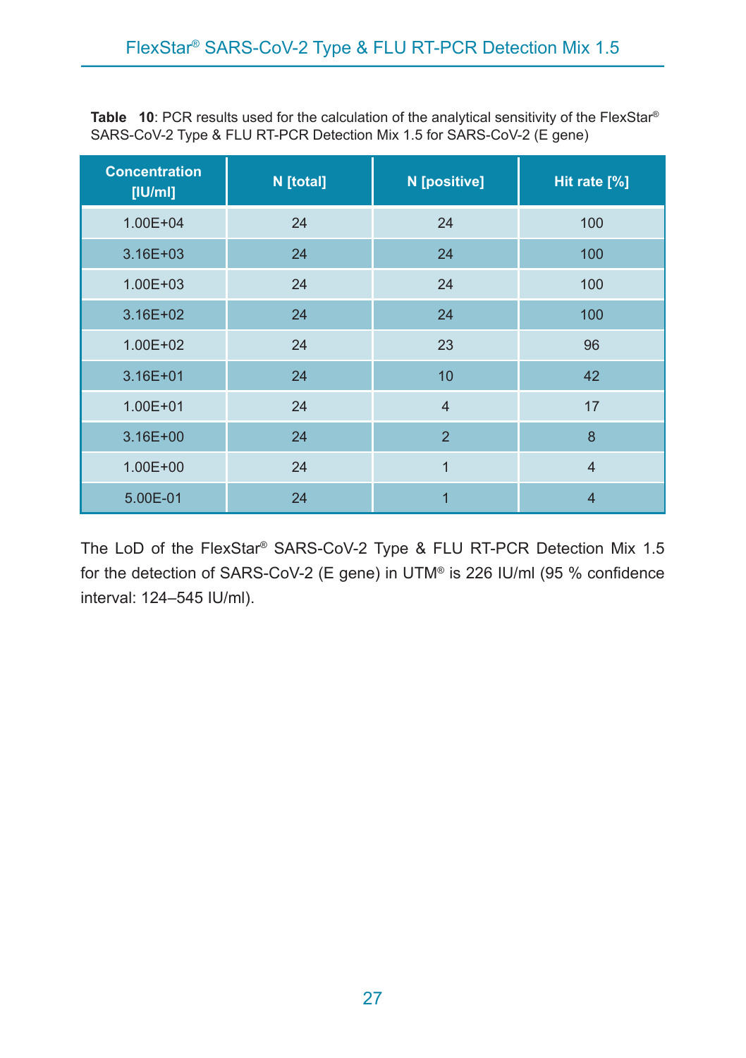**Table 10**: PCR results used for the calculation of the analytical sensitivity of the FlexStar® SARS-CoV-2 Type & FLU RT-PCR Detection Mix 1.5 for SARS-CoV-2 (E gene)

| Concentration [IU/ml] | N [total] | N [positive] | Hit rate [%] |
|---|---|---|---|
| 1.00E+04 | 24 | 24 | 100 |
| 3.16E+03 | 24 | 24 | 100 |
| 1.00E+03 | 24 | 24 | 100 |
| 3.16E+02 | 24 | 24 | 100 |
| 1.00E+02 | 24 | 23 | 96 |
| 3.16E+01 | 24 | 10 | 42 |
| 1.00E+01 | 24 | 4 | 17 |
| 3.16E+00 | 24 | 2 | 8 |
| 1.00E+00 | 24 | 1 | 4 |
| 5.00E-01 | 24 | 1 | 4 |

The LoD of the FlexStar® SARS-CoV-2 Type & FLU RT-PCR Detection Mix 1.5 for the detection of SARS-CoV-2 (E gene) in UTM® is 226 IU/ml (95 % confidence interval: 124–545 IU/ml).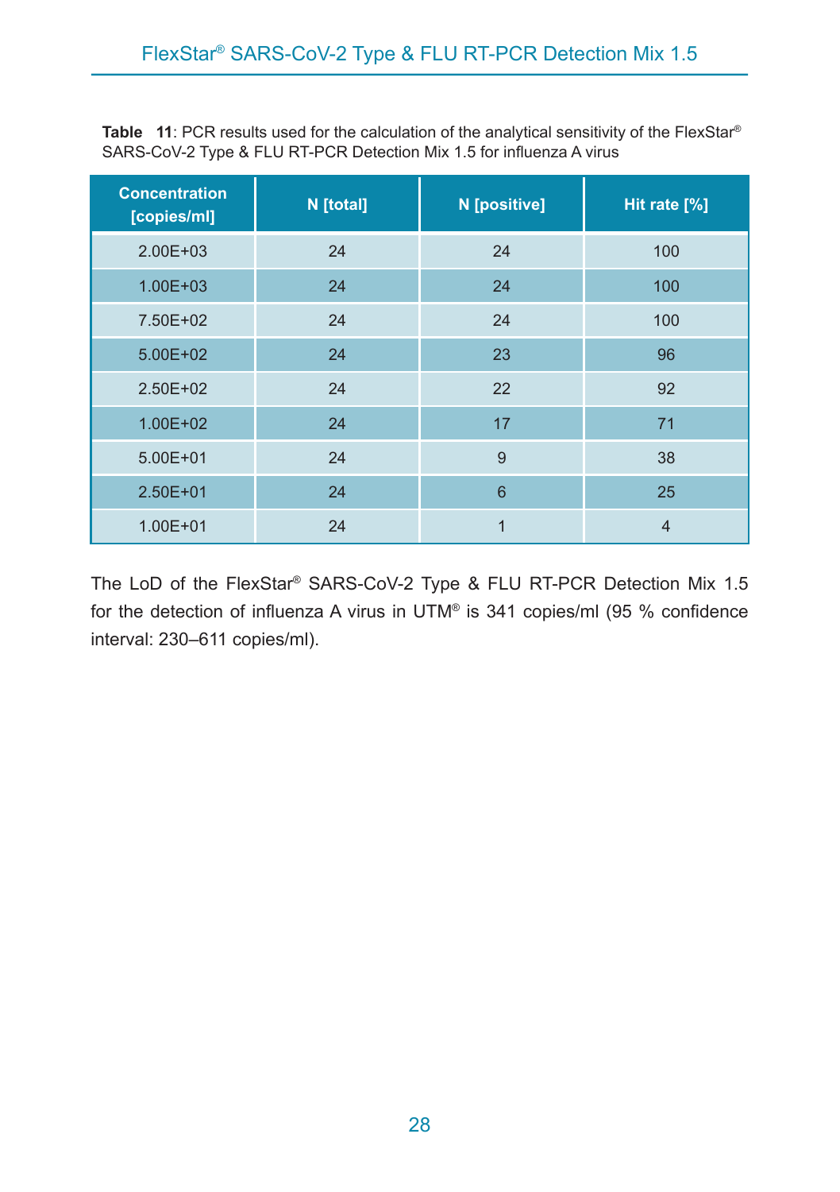**Table 11**: PCR results used for the calculation of the analytical sensitivity of the FlexStar® SARS-CoV-2 Type & FLU RT-PCR Detection Mix 1.5 for influenza A virus

| Concentration [copies/ml] | N [total] | N [positive] | Hit rate [%] |
|---|---|---|---|
| 2.00E+03 | 24 | 24 | 100 |
| 1.00E+03 | 24 | 24 | 100 |
| 7.50E+02 | 24 | 24 | 100 |
| 5.00E+02 | 24 | 23 | 96 |
| 2.50E+02 | 24 | 22 | 92 |
| 1.00E+02 | 24 | 17 | 71 |
| 5.00E+01 | 24 | 9 | 38 |
| 2.50E+01 | 24 | 6 | 25 |
| 1.00E+01 | 24 | 1 | 4 |

The LoD of the FlexStar® SARS-CoV-2 Type & FLU RT-PCR Detection Mix 1.5 for the detection of influenza A virus in UTM® is 341 copies/ml (95 % confidence interval: 230–611 copies/ml).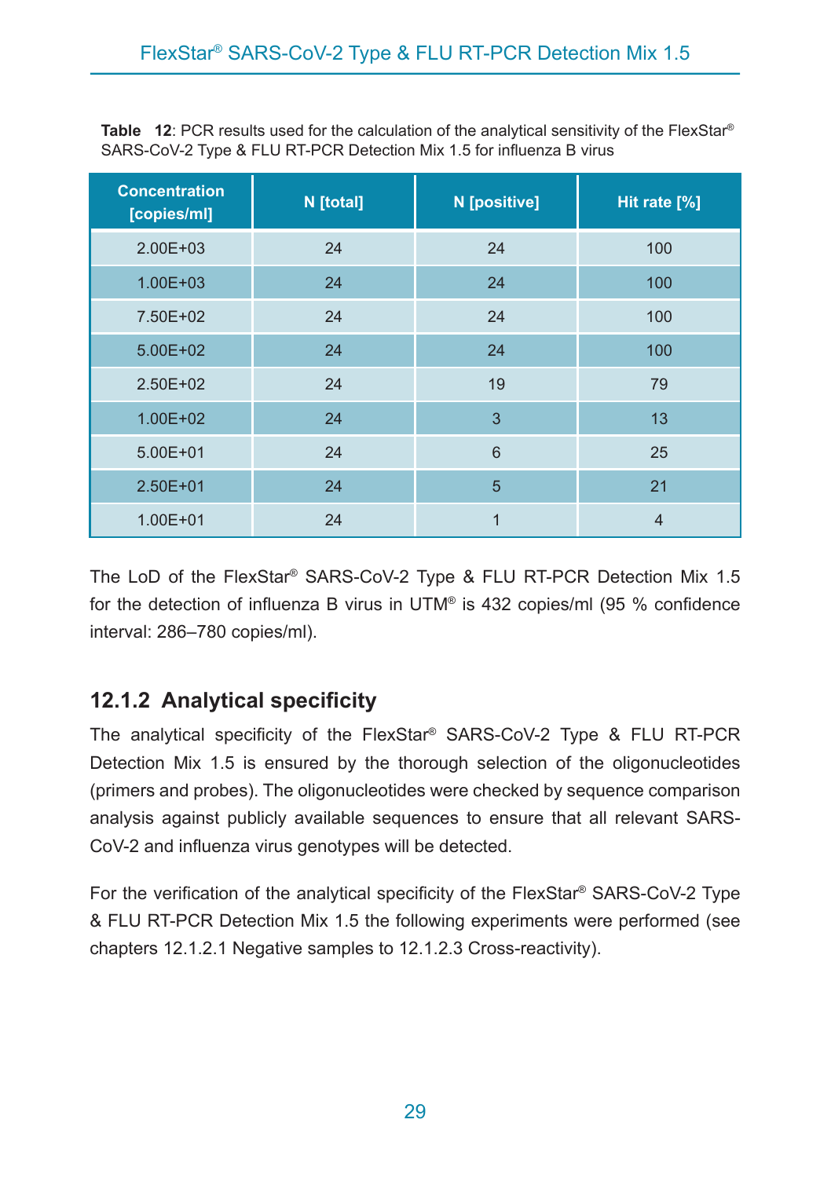**Table 12**: PCR results used for the calculation of the analytical sensitivity of the FlexStar® SARS-CoV-2 Type & FLU RT-PCR Detection Mix 1.5 for influenza B virus

| Concentration [copies/ml] | N [total] | N [positive] | Hit rate [%] |
|---|---|---|---|
| 2.00E+03 | 24 | 24 | 100 |
| 1.00E+03 | 24 | 24 | 100 |
| 7.50E+02 | 24 | 24 | 100 |
| 5.00E+02 | 24 | 24 | 100 |
| 2.50E+02 | 24 | 19 | 79 |
| 1.00E+02 | 24 | 3 | 13 |
| 5.00E+01 | 24 | 6 | 25 |
| 2.50E+01 | 24 | 5 | 21 |
| 1.00E+01 | 24 | 1 | 4 |

The LoD of the FlexStar® SARS-CoV-2 Type & FLU RT-PCR Detection Mix 1.5 for the detection of influenza B virus in UTM® is 432 copies/ml (95 % confidence interval: 286–780 copies/ml).

### 12.1.2 Analytical specificity

The analytical specificity of the FlexStar® SARS-CoV-2 Type & FLU RT-PCR Detection Mix 1.5 is ensured by the thorough selection of the oligonucleotides (primers and probes). The oligonucleotides were checked by sequence comparison analysis against publicly available sequences to ensure that all relevant SARS-CoV-2 and influenza virus genotypes will be detected.

For the verification of the analytical specificity of the FlexStar® SARS-CoV-2 Type & FLU RT-PCR Detection Mix 1.5 the following experiments were performed (see chapters 12.1.2.1 Negative samples to 12.1.2.3 Cross-reactivity).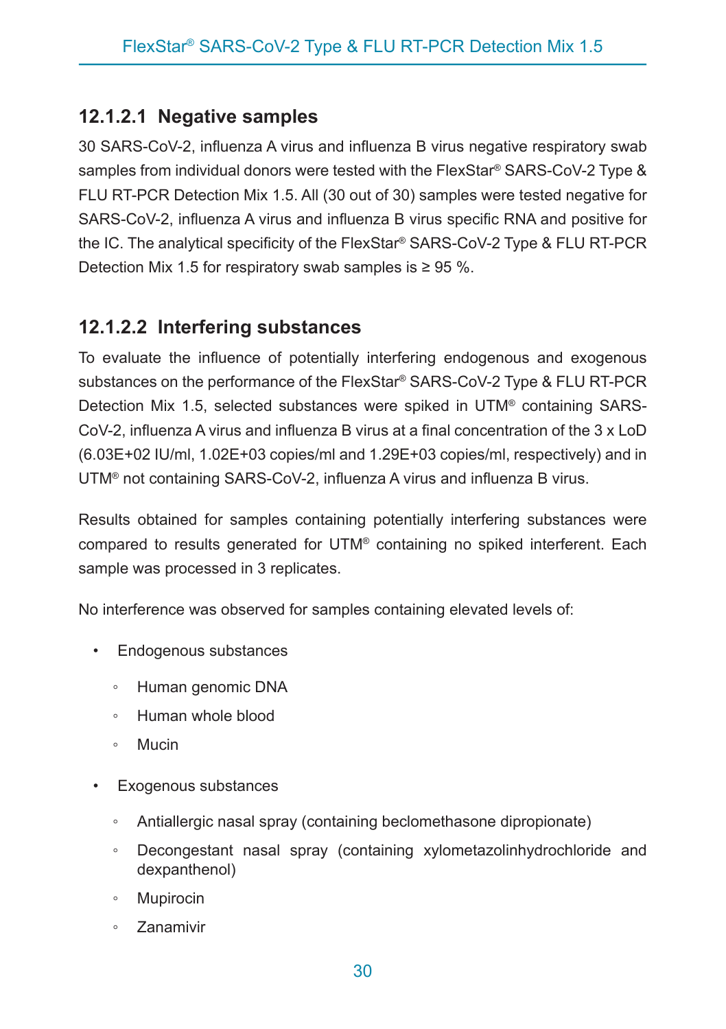#### 12.1.2.1 Negative samples

30 SARS-CoV-2, influenza A virus and influenza B virus negative respiratory swab samples from individual donors were tested with the FlexStar® SARS-CoV-2 Type & FLU RT-PCR Detection Mix 1.5. All (30 out of 30) samples were tested negative for SARS-CoV-2, influenza A virus and influenza B virus specific RNA and positive for the IC. The analytical specificity of the FlexStar® SARS-CoV-2 Type & FLU RT-PCR Detection Mix 1.5 for respiratory swab samples is ≥ 95 %.

#### 12.1.2.2 Interfering substances

To evaluate the influence of potentially interfering endogenous and exogenous substances on the performance of the FlexStar® SARS-CoV-2 Type & FLU RT-PCR Detection Mix 1.5, selected substances were spiked in UTM® containing SARS-CoV-2, influenza A virus and influenza B virus at a final concentration of the 3 x LoD (6.03E+02 IU/ml, 1.02E+03 copies/ml and 1.29E+03 copies/ml, respectively) and in UTM® not containing SARS-CoV-2, influenza A virus and influenza B virus.

Results obtained for samples containing potentially interfering substances were compared to results generated for UTM® containing no spiked interferent. Each sample was processed in 3 replicates.

No interference was observed for samples containing elevated levels of:

- Endogenous substances
  - Human genomic DNA
  - Human whole blood
  - Mucin
- Exogenous substances
  - Antiallergic nasal spray (containing beclomethasone dipropionate)
  - Decongestant nasal spray (containing xylometazolinhydrochloride and dexpanthenol)
  - Mupirocin
  - Zanamivir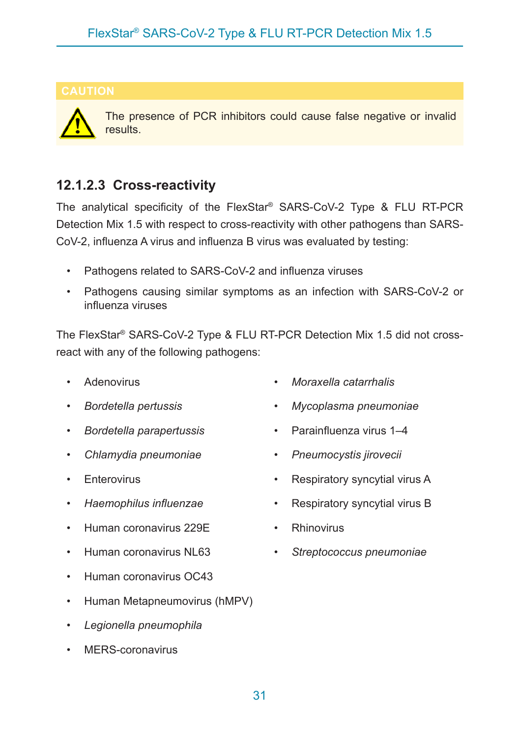**CAUTION**

The presence of PCR inhibitors could cause false negative or invalid results.

### 12.1.2.3 Cross-reactivity

The analytical specificity of the FlexStar® SARS-CoV-2 Type & FLU RT-PCR Detection Mix 1.5 with respect to cross-reactivity with other pathogens than SARS-CoV-2, influenza A virus and influenza B virus was evaluated by testing:

- Pathogens related to SARS-CoV-2 and influenza viruses
- Pathogens causing similar symptoms as an infection with SARS-CoV-2 or influenza viruses

The FlexStar® SARS-CoV-2 Type & FLU RT-PCR Detection Mix 1.5 did not cross-react with any of the following pathogens:

- Adenovirus
- *Bordetella pertussis*
- *Bordetella parapertussis*
- *Chlamydia pneumoniae*
- Enterovirus
- *Haemophilus influenzae*
- Human coronavirus 229E
- Human coronavirus NL63
- Human coronavirus OC43
- Human Metapneumovirus (hMPV)
- *Legionella pneumophila*
- MERS-coronavirus
- *Moraxella catarrhalis*
- *Mycoplasma pneumoniae*
- Parainfluenza virus 1–4
- *Pneumocystis jirovecii*
- Respiratory syncytial virus A
- Respiratory syncytial virus B
- Rhinovirus
- *Streptococcus pneumoniae*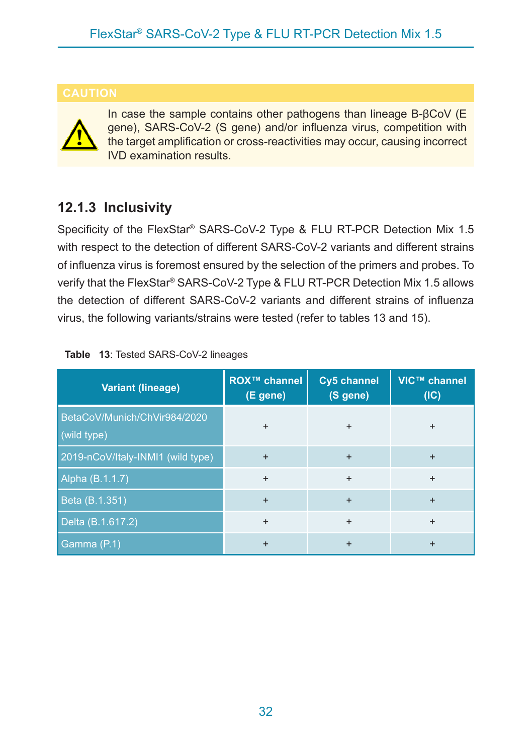**CAUTION**

In case the sample contains other pathogens than lineage B-βCoV (E gene), SARS-CoV-2 (S gene) and/or influenza virus, competition with the target amplification or cross-reactivities may occur, causing incorrect IVD examination results.

### 12.1.3 Inclusivity

Specificity of the FlexStar® SARS-CoV-2 Type & FLU RT-PCR Detection Mix 1.5 with respect to the detection of different SARS-CoV-2 variants and different strains of influenza virus is foremost ensured by the selection of the primers and probes. To verify that the FlexStar® SARS-CoV-2 Type & FLU RT-PCR Detection Mix 1.5 allows the detection of different SARS-CoV-2 variants and different strains of influenza virus, the following variants/strains were tested (refer to tables 13 and 15).

**Table 13**: Tested SARS-CoV-2 lineages

| Variant (lineage) | ROX™ channel (E gene) | Cy5 channel (S gene) | VIC™ channel (IC) |
|---|---|---|---|
| BetaCoV/Munich/ChVir984/2020 (wild type) | + | + | + |
| 2019-nCoV/Italy-INMI1 (wild type) | + | + | + |
| Alpha (B.1.1.7) | + | + | + |
| Beta (B.1.351) | + | + | + |
| Delta (B.1.617.2) | + | + | + |
| Gamma (P.1) | + | + | + |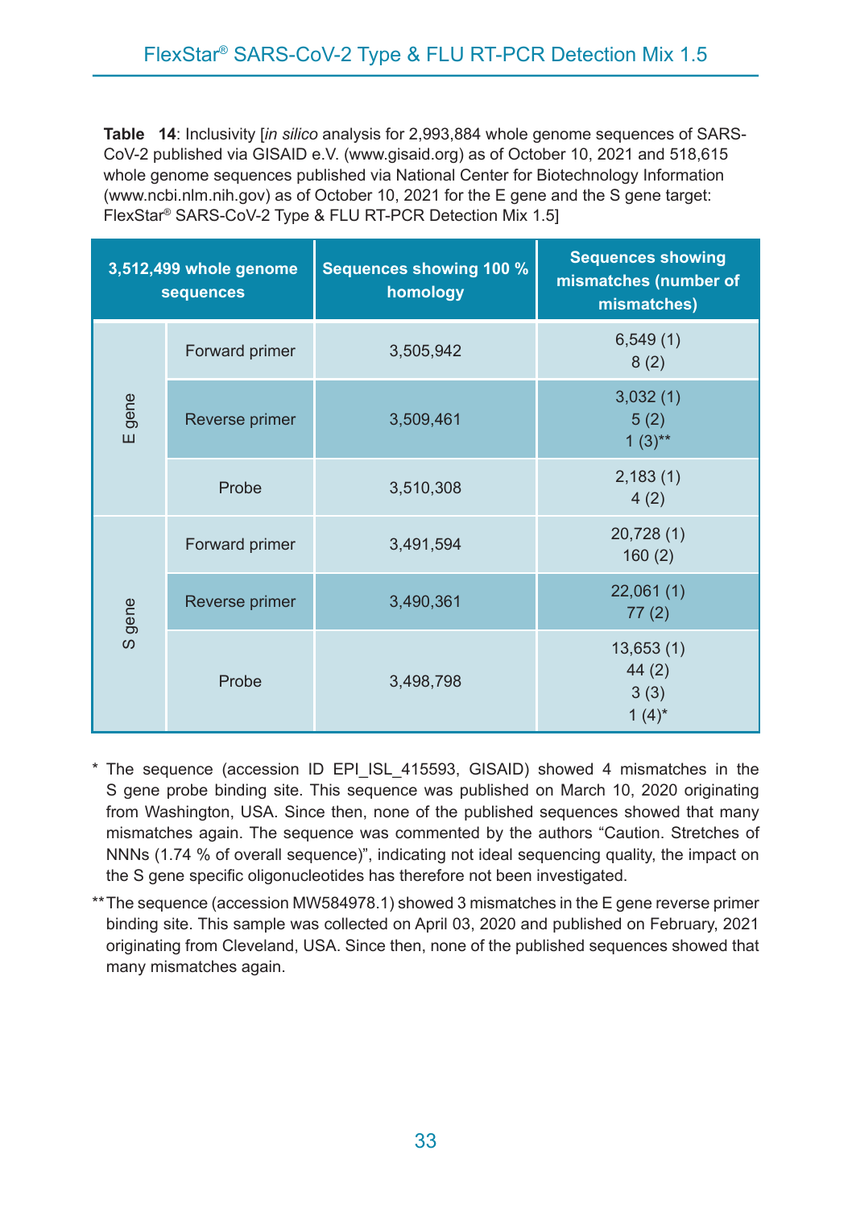**Table 14**: Inclusivity [*in silico* analysis for 2,993,884 whole genome sequences of SARS-CoV-2 published via GISAID e.V. (www.gisaid.org) as of October 10, 2021 and 518,615 whole genome sequences published via National Center for Biotechnology Information (www.ncbi.nlm.nih.gov) as of October 10, 2021 for the E gene and the S gene target: FlexStar® SARS-CoV-2 Type & FLU RT-PCR Detection Mix 1.5]

| 3,512,499 whole genome sequences | | Sequences showing 100 % homology | Sequences showing mismatches (number of mismatches) |
|---|---|---|---|
| E gene | Forward primer | 3,505,942 | 6,549 (1)<br>8 (2) |
| | Reverse primer | 3,509,461 | 3,032 (1)<br>5 (2)<br>1 (3)** |
| | Probe | 3,510,308 | 2,183 (1)<br>4 (2) |
| S gene | Forward primer | 3,491,594 | 20,728 (1)<br>160 (2) |
| | Reverse primer | 3,490,361 | 22,061 (1)<br>77 (2) |
| | Probe | 3,498,798 | 13,653 (1)<br>44 (2)<br>3 (3)<br>1 (4)* |

\* The sequence (accession ID EPI_ISL_415593, GISAID) showed 4 mismatches in the S gene probe binding site. This sequence was published on March 10, 2020 originating from Washington, USA. Since then, none of the published sequences showed that many mismatches again. The sequence was commented by the authors "Caution. Stretches of NNNs (1.74 % of overall sequence)", indicating not ideal sequencing quality, the impact on the S gene specific oligonucleotides has therefore not been investigated.

\** The sequence (accession MW584978.1) showed 3 mismatches in the E gene reverse primer binding site. This sample was collected on April 03, 2020 and published on February, 2021 originating from Cleveland, USA. Since then, none of the published sequences showed that many mismatches again.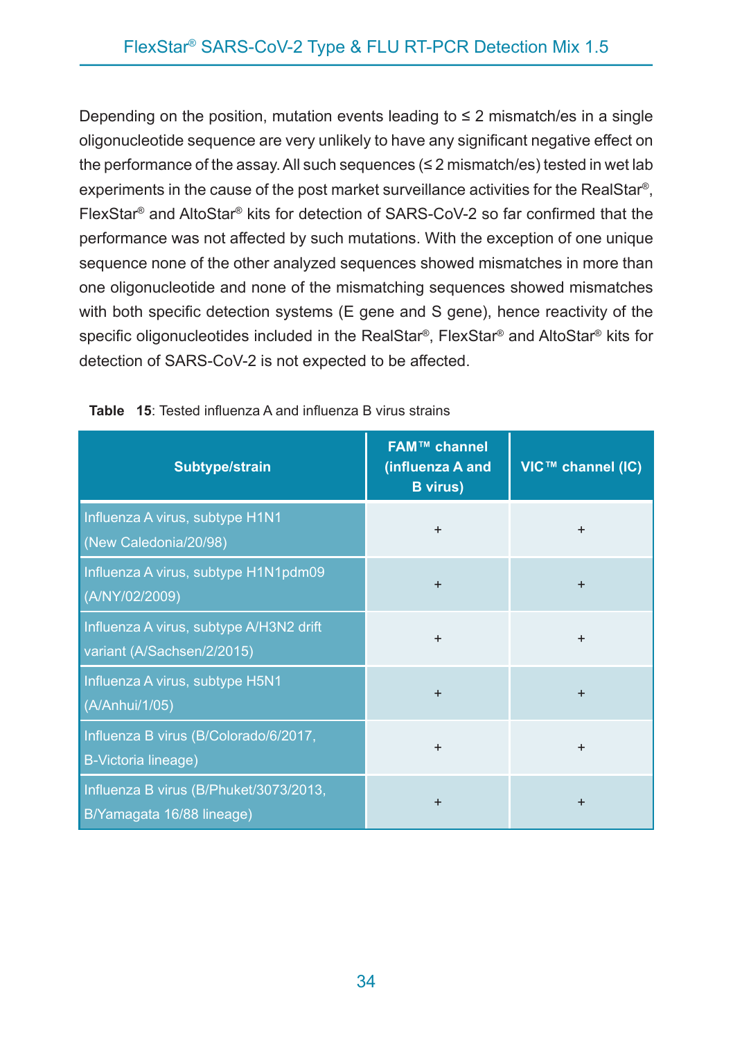Depending on the position, mutation events leading to ≤ 2 mismatch/es in a single oligonucleotide sequence are very unlikely to have any significant negative effect on the performance of the assay. All such sequences (≤ 2 mismatch/es) tested in wet lab experiments in the cause of the post market surveillance activities for the RealStar®, FlexStar® and AltoStar® kits for detection of SARS-CoV-2 so far confirmed that the performance was not affected by such mutations. With the exception of one unique sequence none of the other analyzed sequences showed mismatches in more than one oligonucleotide and none of the mismatching sequences showed mismatches with both specific detection systems (E gene and S gene), hence reactivity of the specific oligonucleotides included in the RealStar®, FlexStar® and AltoStar® kits for detection of SARS-CoV-2 is not expected to be affected.

**Table 15**: Tested influenza A and influenza B virus strains

| Subtype/strain | FAM™ channel (influenza A and B virus) | VIC™ channel (IC) |
|---|---|---|
| Influenza A virus, subtype H1N1 (New Caledonia/20/98) | + | + |
| Influenza A virus, subtype H1N1pdm09 (A/NY/02/2009) | + | + |
| Influenza A virus, subtype A/H3N2 drift variant (A/Sachsen/2/2015) | + | + |
| Influenza A virus, subtype H5N1 (A/Anhui/1/05) | + | + |
| Influenza B virus (B/Colorado/6/2017, B-Victoria lineage) | + | + |
| Influenza B virus (B/Phuket/3073/2013, B/Yamagata 16/88 lineage) | + | + |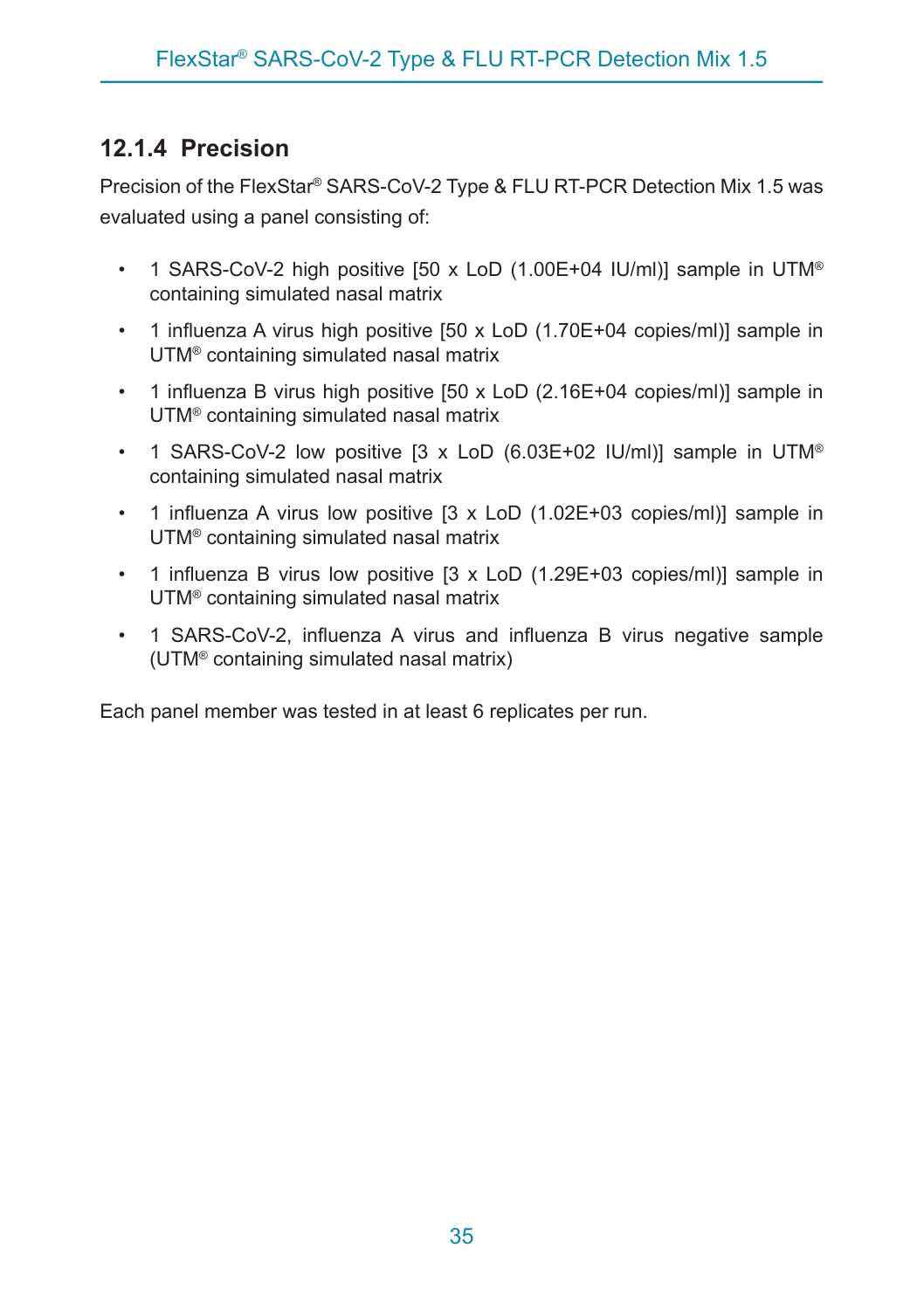### 12.1.4 Precision

Precision of the FlexStar® SARS-CoV-2 Type & FLU RT-PCR Detection Mix 1.5 was evaluated using a panel consisting of:

- 1 SARS-CoV-2 high positive [50 x LoD (1.00E+04 IU/ml)] sample in UTM® containing simulated nasal matrix
- 1 influenza A virus high positive [50 x LoD (1.70E+04 copies/ml)] sample in UTM® containing simulated nasal matrix
- 1 influenza B virus high positive [50 x LoD (2.16E+04 copies/ml)] sample in UTM® containing simulated nasal matrix
- 1 SARS-CoV-2 low positive [3 x LoD (6.03E+02 IU/ml)] sample in UTM® containing simulated nasal matrix
- 1 influenza A virus low positive [3 x LoD (1.02E+03 copies/ml)] sample in UTM® containing simulated nasal matrix
- 1 influenza B virus low positive [3 x LoD (1.29E+03 copies/ml)] sample in UTM® containing simulated nasal matrix
- 1 SARS-CoV-2, influenza A virus and influenza B virus negative sample (UTM® containing simulated nasal matrix)

Each panel member was tested in at least 6 replicates per run.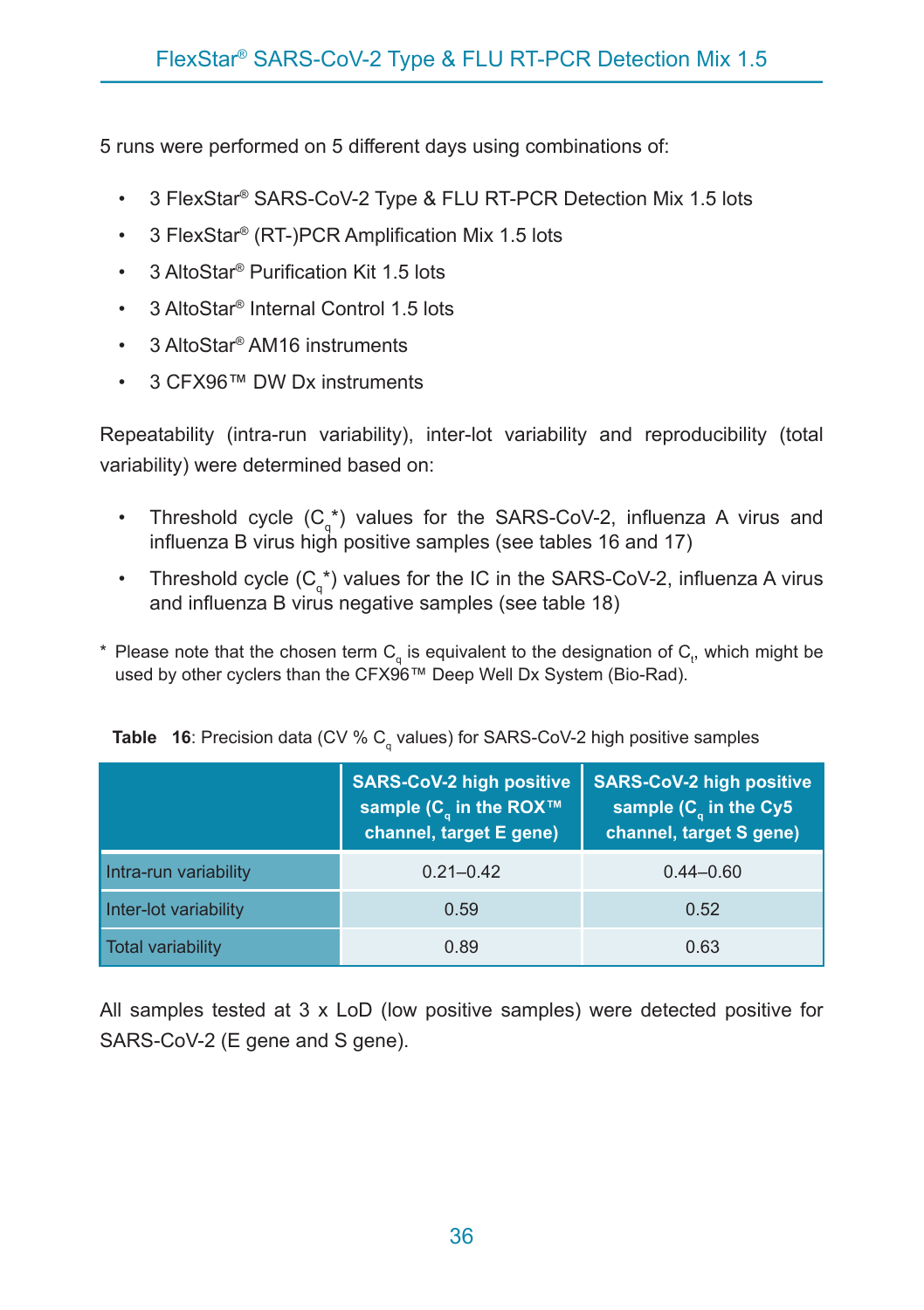5 runs were performed on 5 different days using combinations of:

- 3 FlexStar® SARS-CoV-2 Type & FLU RT-PCR Detection Mix 1.5 lots
- 3 FlexStar® (RT-)PCR Amplification Mix 1.5 lots
- 3 AltoStar® Purification Kit 1.5 lots
- 3 AltoStar® Internal Control 1.5 lots
- 3 AltoStar® AM16 instruments
- 3 CFX96™ DW Dx instruments

Repeatability (intra-run variability), inter-lot variability and reproducibility (total variability) were determined based on:

- Threshold cycle ($C_q$*) values for the SARS-CoV-2, influenza A virus and influenza B virus high positive samples (see tables 16 and 17)
- Threshold cycle ($C_q$*) values for the IC in the SARS-CoV-2, influenza A virus and influenza B virus negative samples (see table 18)

\* Please note that the chosen term $C_q$ is equivalent to the designation of $C_t$, which might be used by other cyclers than the CFX96™ Deep Well Dx System (Bio-Rad).

**Table 16**: Precision data (CV % $C_q$ values) for SARS-CoV-2 high positive samples

| | SARS-CoV-2 high positive sample ($C_q$ in the ROX™ channel, target E gene) | SARS-CoV-2 high positive sample ($C_q$ in the Cy5 channel, target S gene) |
|---|---|---|
| Intra-run variability | 0.21–0.42 | 0.44–0.60 |
| Inter-lot variability | 0.59 | 0.52 |
| Total variability | 0.89 | 0.63 |

All samples tested at 3 x LoD (low positive samples) were detected positive for SARS-CoV-2 (E gene and S gene).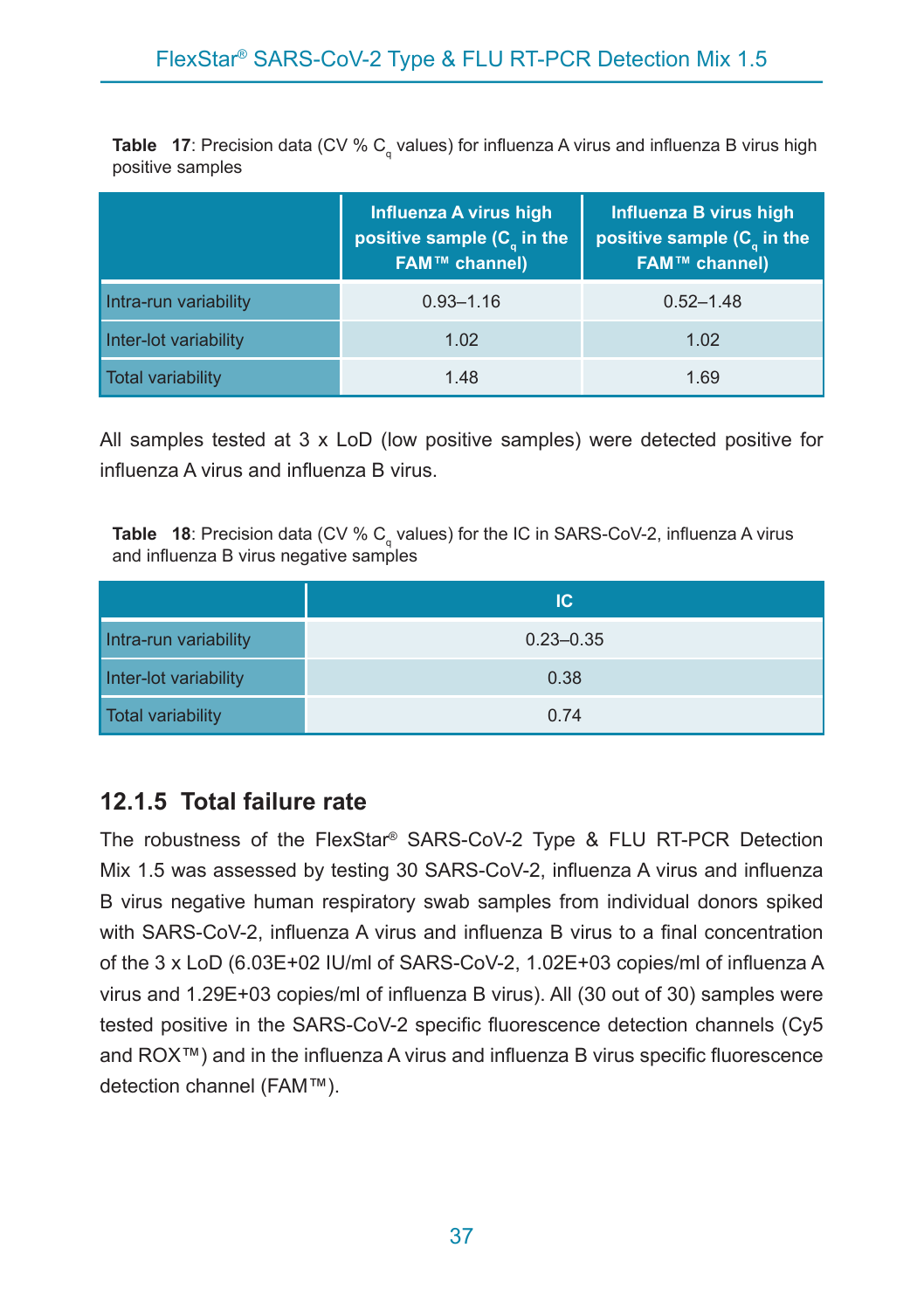**Table 17**: Precision data (CV % $C_q$ values) for influenza A virus and influenza B virus high positive samples

| | Influenza A virus high positive sample ($C_q$ in the FAM™ channel) | Influenza B virus high positive sample ($C_q$ in the FAM™ channel) |
|---|---|---|
| Intra-run variability | 0.93–1.16 | 0.52–1.48 |
| Inter-lot variability | 1.02 | 1.02 |
| Total variability | 1.48 | 1.69 |

All samples tested at 3 x LoD (low positive samples) were detected positive for influenza A virus and influenza B virus.

**Table 18**: Precision data (CV % $C_q$ values) for the IC in SARS-CoV-2, influenza A virus and influenza B virus negative samples

| | IC |
|---|---|
| Intra-run variability | 0.23–0.35 |
| Inter-lot variability | 0.38 |
| Total variability | 0.74 |

### 12.1.5 Total failure rate

The robustness of the FlexStar® SARS-CoV-2 Type & FLU RT-PCR Detection Mix 1.5 was assessed by testing 30 SARS-CoV-2, influenza A virus and influenza B virus negative human respiratory swab samples from individual donors spiked with SARS-CoV-2, influenza A virus and influenza B virus to a final concentration of the 3 x LoD (6.03E+02 IU/ml of SARS-CoV-2, 1.02E+03 copies/ml of influenza A virus and 1.29E+03 copies/ml of influenza B virus). All (30 out of 30) samples were tested positive in the SARS-CoV-2 specific fluorescence detection channels (Cy5 and ROX™) and in the influenza A virus and influenza B virus specific fluorescence detection channel (FAM™).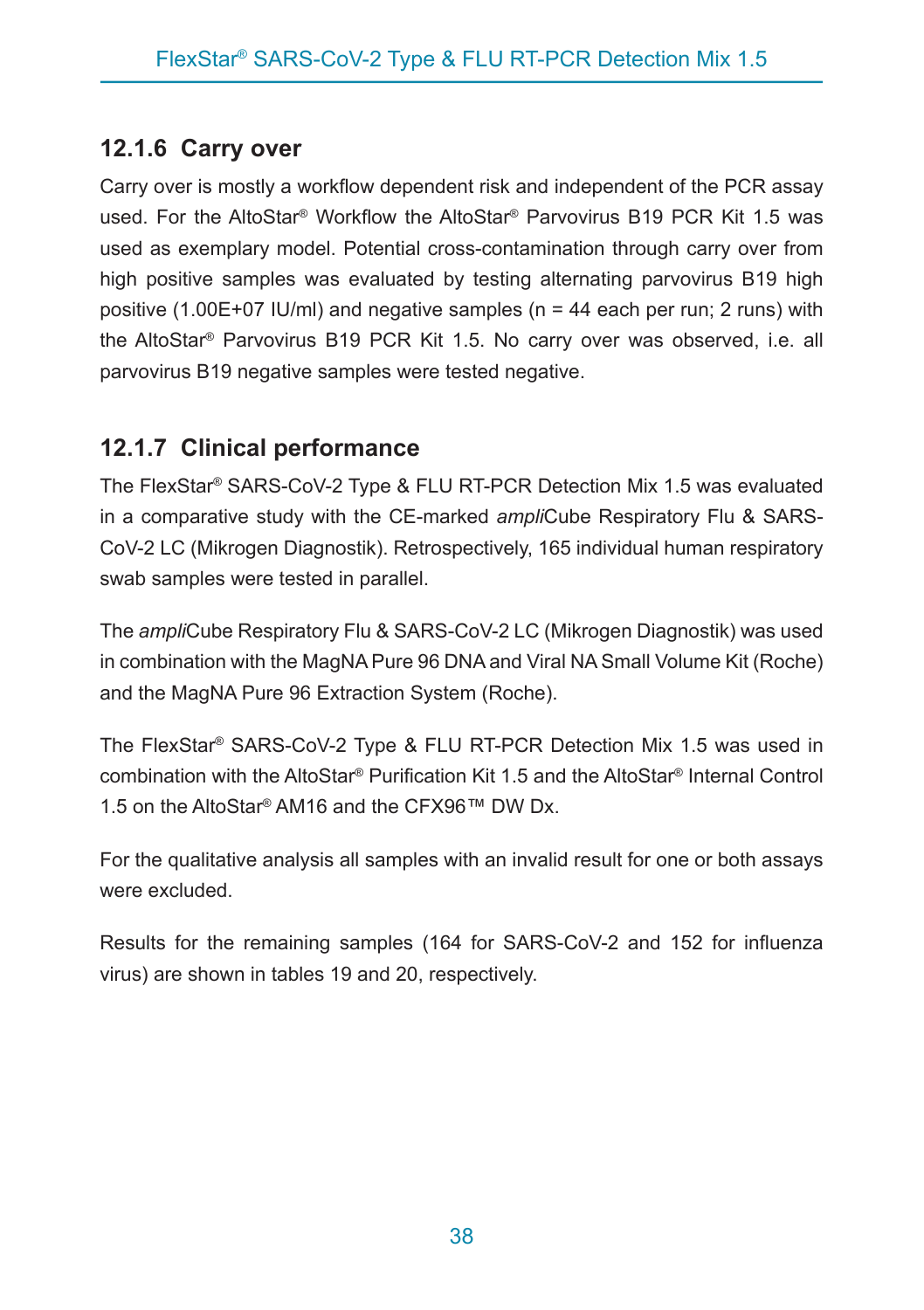### 12.1.6 Carry over

Carry over is mostly a workflow dependent risk and independent of the PCR assay used. For the AltoStar® Workflow the AltoStar® Parvovirus B19 PCR Kit 1.5 was used as exemplary model. Potential cross-contamination through carry over from high positive samples was evaluated by testing alternating parvovirus B19 high positive (1.00E+07 IU/ml) and negative samples (n = 44 each per run; 2 runs) with the AltoStar® Parvovirus B19 PCR Kit 1.5. No carry over was observed, i.e. all parvovirus B19 negative samples were tested negative.

### 12.1.7 Clinical performance

The FlexStar® SARS-CoV-2 Type & FLU RT-PCR Detection Mix 1.5 was evaluated in a comparative study with the CE-marked *ampli*Cube Respiratory Flu & SARS-CoV-2 LC (Mikrogen Diagnostik). Retrospectively, 165 individual human respiratory swab samples were tested in parallel.

The *ampli*Cube Respiratory Flu & SARS-CoV-2 LC (Mikrogen Diagnostik) was used in combination with the MagNA Pure 96 DNA and Viral NA Small Volume Kit (Roche) and the MagNA Pure 96 Extraction System (Roche).

The FlexStar® SARS-CoV-2 Type & FLU RT-PCR Detection Mix 1.5 was used in combination with the AltoStar® Purification Kit 1.5 and the AltoStar® Internal Control 1.5 on the AltoStar® AM16 and the CFX96™ DW Dx.

For the qualitative analysis all samples with an invalid result for one or both assays were excluded.

Results for the remaining samples (164 for SARS-CoV-2 and 152 for influenza virus) are shown in tables 19 and 20, respectively.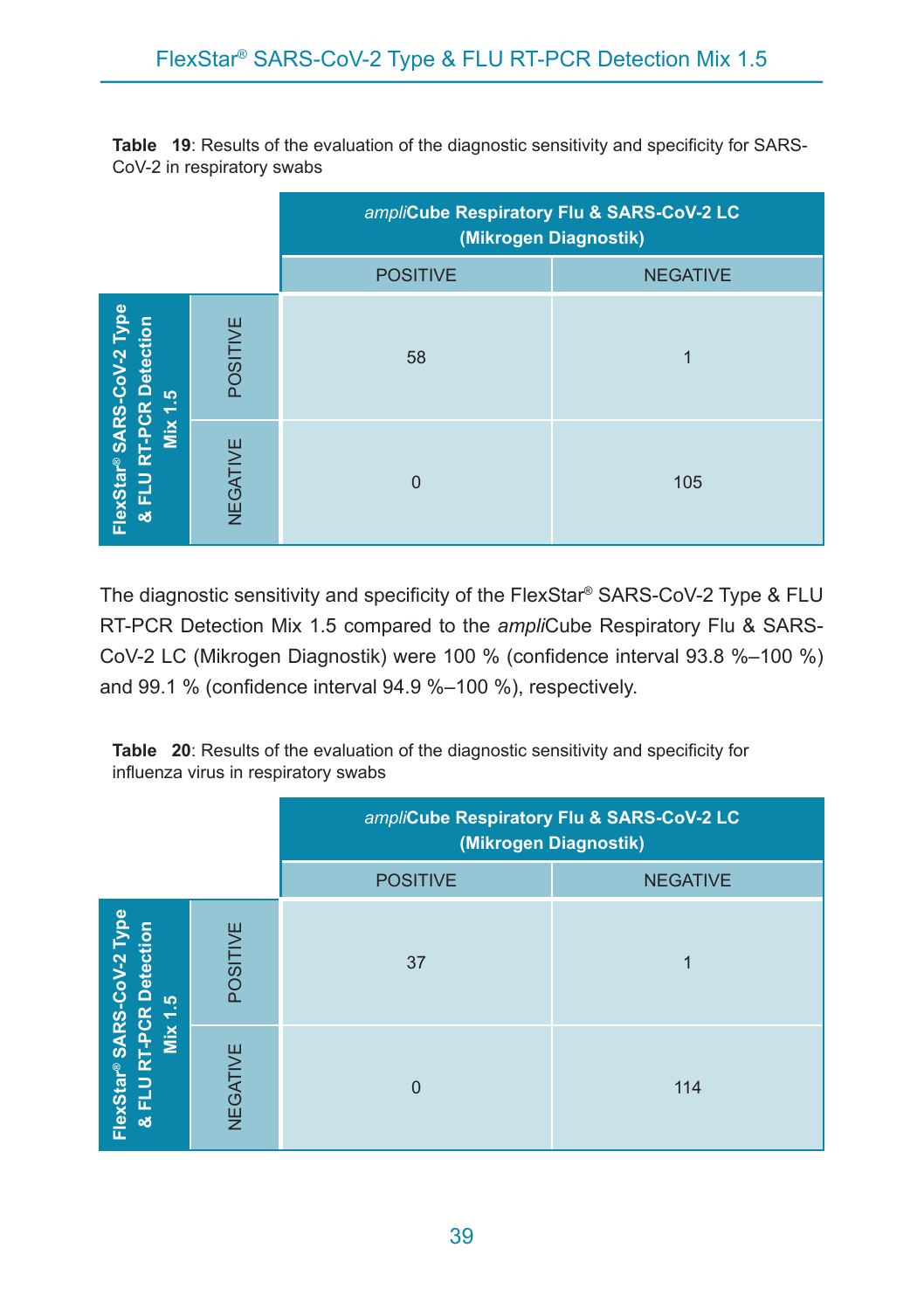**Table 19**: Results of the evaluation of the diagnostic sensitivity and specificity for SARS-CoV-2 in respiratory swabs

| | | *ampli*Cube Respiratory Flu & SARS-CoV-2 LC (Mikrogen Diagnostik) | |
|---|---|---|---|
| | | POSITIVE | NEGATIVE |
| FlexStar® SARS-CoV-2 Type & FLU RT-PCR Detection Mix 1.5 | POSITIVE | 58 | 1 |
| | NEGATIVE | 0 | 105 |

The diagnostic sensitivity and specificity of the FlexStar® SARS-CoV-2 Type & FLU RT-PCR Detection Mix 1.5 compared to the *ampli*Cube Respiratory Flu & SARS-CoV-2 LC (Mikrogen Diagnostik) were 100 % (confidence interval 93.8 %–100 %) and 99.1 % (confidence interval 94.9 %–100 %), respectively.

**Table 20**: Results of the evaluation of the diagnostic sensitivity and specificity for influenza virus in respiratory swabs

| | | *ampli*Cube Respiratory Flu & SARS-CoV-2 LC (Mikrogen Diagnostik) | |
|---|---|---|---|
| | | POSITIVE | NEGATIVE |
| FlexStar® SARS-CoV-2 Type & FLU RT-PCR Detection Mix 1.5 | POSITIVE | 37 | 1 |
| | NEGATIVE | 0 | 114 |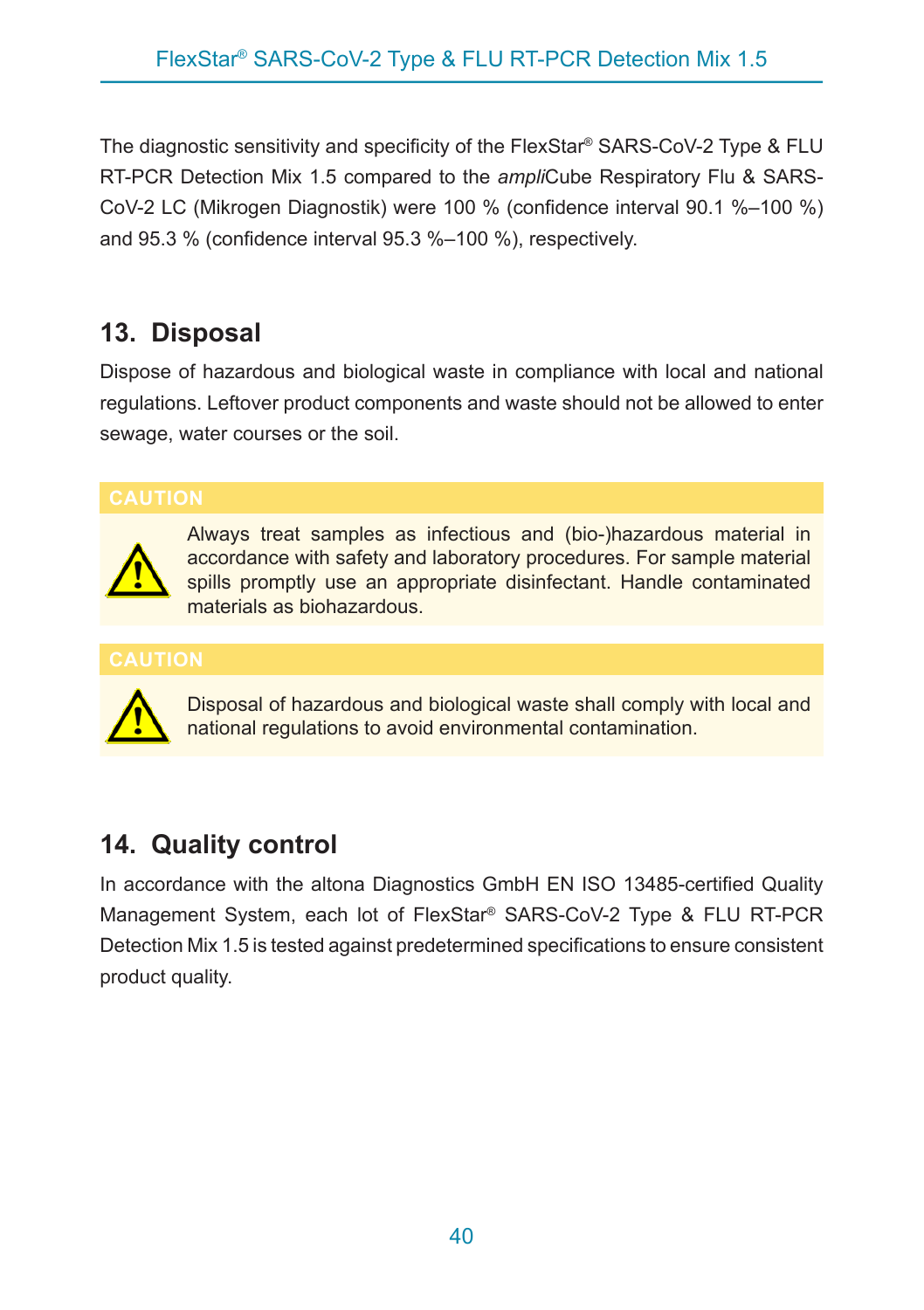The diagnostic sensitivity and specificity of the FlexStar® SARS-CoV-2 Type & FLU RT-PCR Detection Mix 1.5 compared to the *ampli*Cube Respiratory Flu & SARS-CoV-2 LC (Mikrogen Diagnostik) were 100 % (confidence interval 90.1 %–100 %) and 95.3 % (confidence interval 95.3 %–100 %), respectively.

## 13. Disposal

Dispose of hazardous and biological waste in compliance with local and national regulations. Leftover product components and waste should not be allowed to enter sewage, water courses or the soil.

**CAUTION**

Always treat samples as infectious and (bio-)hazardous material in accordance with safety and laboratory procedures. For sample material spills promptly use an appropriate disinfectant. Handle contaminated materials as biohazardous.

**CAUTION**

Disposal of hazardous and biological waste shall comply with local and national regulations to avoid environmental contamination.

## 14. Quality control

In accordance with the altona Diagnostics GmbH EN ISO 13485-certified Quality Management System, each lot of FlexStar® SARS-CoV-2 Type & FLU RT-PCR Detection Mix 1.5 is tested against predetermined specifications to ensure consistent product quality.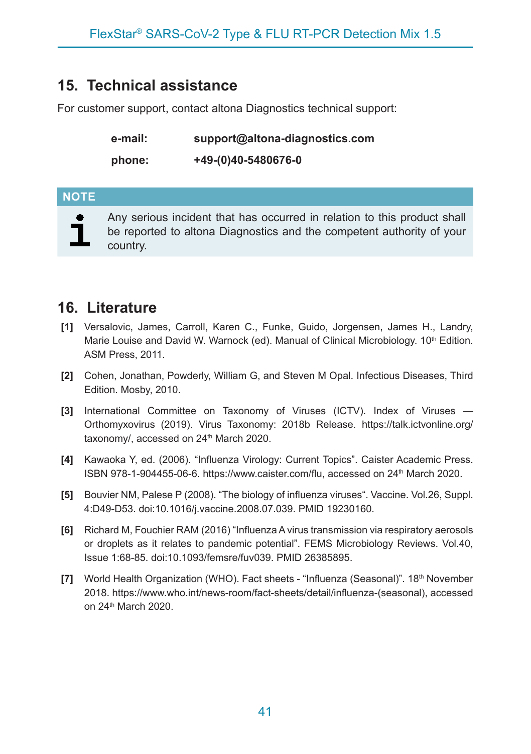## 15. Technical assistance

For customer support, contact altona Diagnostics technical support:

| | |
|---|---|
| **e-mail:** | **support@altona-diagnostics.com** |
| **phone:** | **+49-(0)40-5480676-0** |

**NOTE**

Any serious incident that has occurred in relation to this product shall be reported to altona Diagnostics and the competent authority of your country.

## 16. Literature

**[1]** Versalovic, James, Carroll, Karen C., Funke, Guido, Jorgensen, James H., Landry, Marie Louise and David W. Warnock (ed). Manual of Clinical Microbiology. 10th Edition. ASM Press, 2011.

**[2]** Cohen, Jonathan, Powderly, William G, and Steven M Opal. Infectious Diseases, Third Edition. Mosby, 2010.

**[3]** International Committee on Taxonomy of Viruses (ICTV). Index of Viruses — Orthomyxovirus (2019). Virus Taxonomy: 2018b Release. https://talk.ictvonline.org/taxonomy/, accessed on 24th March 2020.

**[4]** Kawaoka Y, ed. (2006). “Influenza Virology: Current Topics”. Caister Academic Press. ISBN 978-1-904455-06-6. https://www.caister.com/flu, accessed on 24th March 2020.

**[5]** Bouvier NM, Palese P (2008). “The biology of influenza viruses“. Vaccine. Vol.26, Suppl. 4:D49-D53. doi:10.1016/j.vaccine.2008.07.039. PMID 19230160.

**[6]** Richard M, Fouchier RAM (2016) “Influenza A virus transmission via respiratory aerosols or droplets as it relates to pandemic potential”. FEMS Microbiology Reviews. Vol.40, Issue 1:68-85. doi:10.1093/femsre/fuv039. PMID 26385895.

**[7]** World Health Organization (WHO). Fact sheets - “Influenza (Seasonal)”. 18th November 2018. https://www.who.int/news-room/fact-sheets/detail/influenza-(seasonal), accessed on 24th March 2020.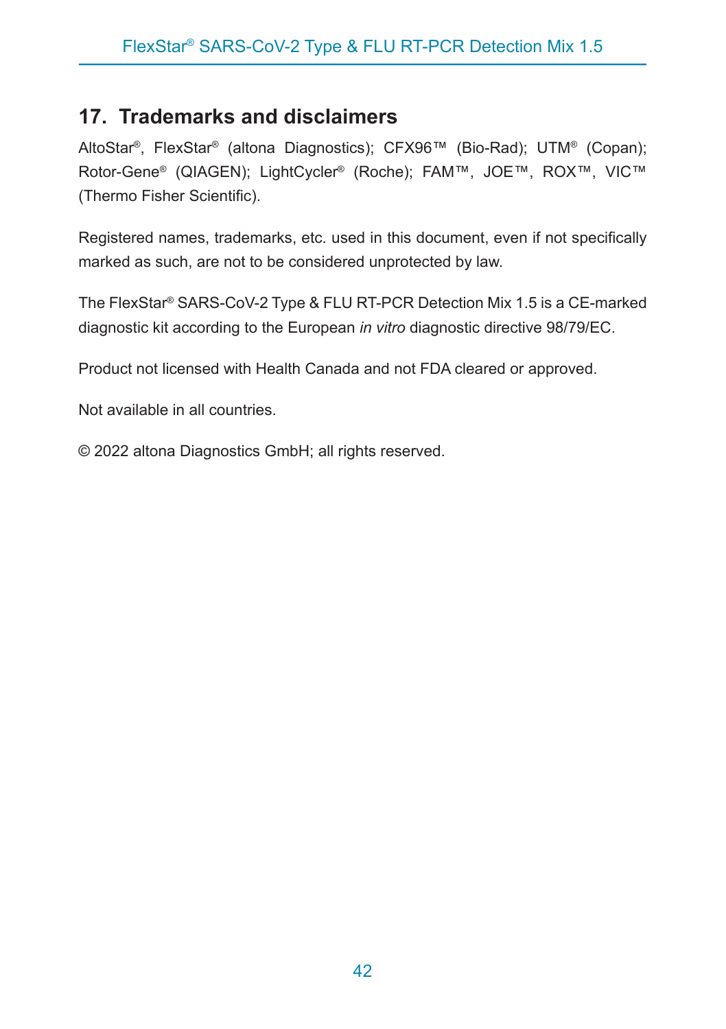## 17. Trademarks and disclaimers

AltoStar®, FlexStar® (altona Diagnostics); CFX96™ (Bio-Rad); UTM® (Copan); Rotor-Gene® (QIAGEN); LightCycler® (Roche); FAM™, JOE™, ROX™, VIC™ (Thermo Fisher Scientific).

Registered names, trademarks, etc. used in this document, even if not specifically marked as such, are not to be considered unprotected by law.

The FlexStar® SARS-CoV-2 Type & FLU RT-PCR Detection Mix 1.5 is a CE-marked diagnostic kit according to the European *in vitro* diagnostic directive 98/79/EC.

Product not licensed with Health Canada and not FDA cleared or approved.

Not available in all countries.

© 2022 altona Diagnostics GmbH; all rights reserved.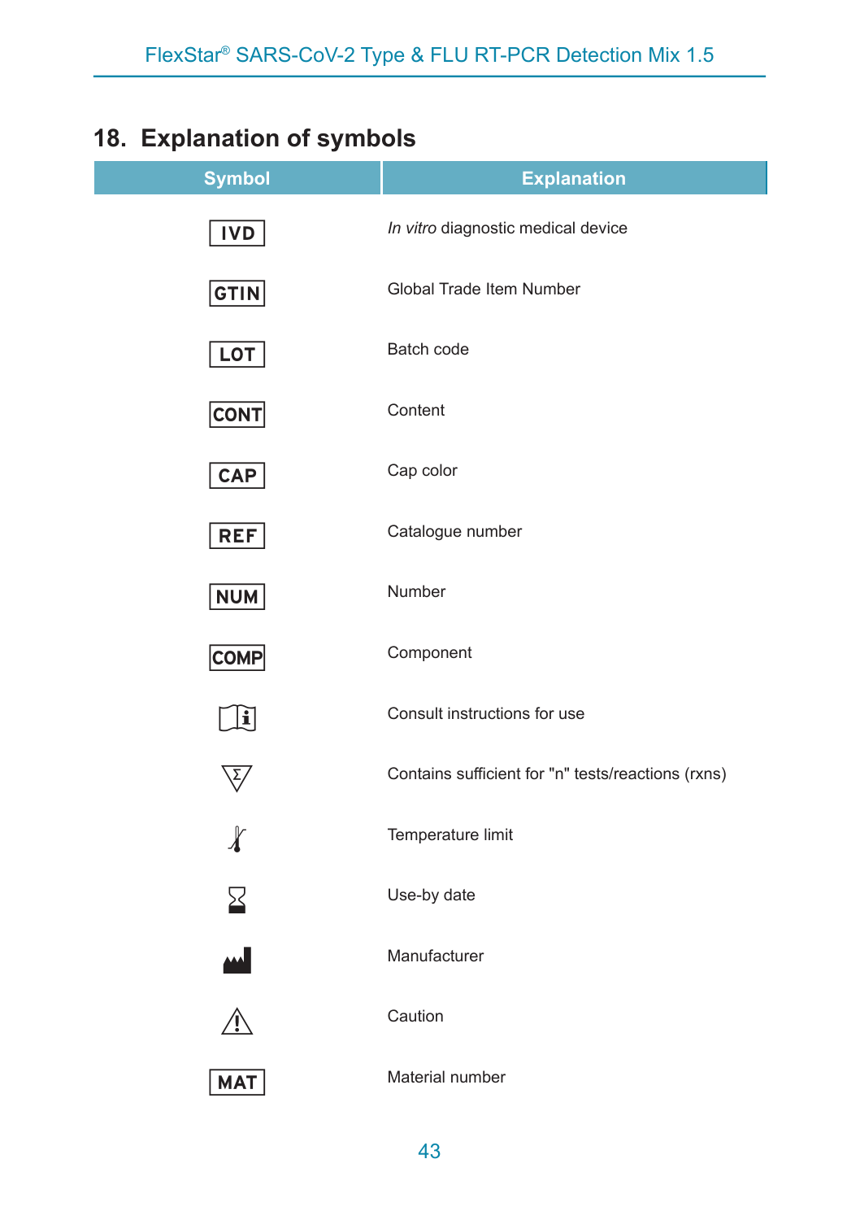## 18. Explanation of symbols

| Symbol | Explanation |
|---|---|
| IVD | *In vitro* diagnostic medical device |
| GTIN | Global Trade Item Number |
| LOT | Batch code |
| CONT | Content |
| CAP | Cap color |
| REF | Catalogue number |
| NUM | Number |
| COMP | Component |
| | Consult instructions for use |
| Σ | Contains sufficient for "n" tests/reactions (rxns) |
| | Temperature limit |
| | Use-by date |
| | Manufacturer |
| | Caution |
| MAT | Material number |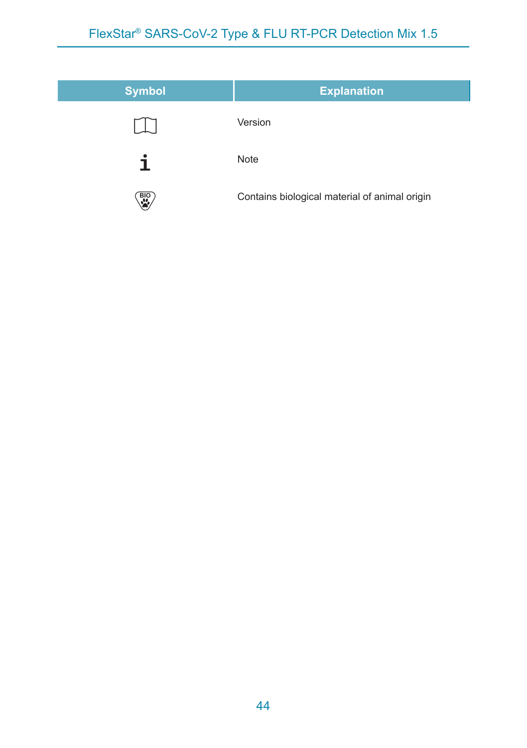| Symbol | Explanation |
|---|---|
| | Version |
| | Note |
| | Contains biological material of animal origin |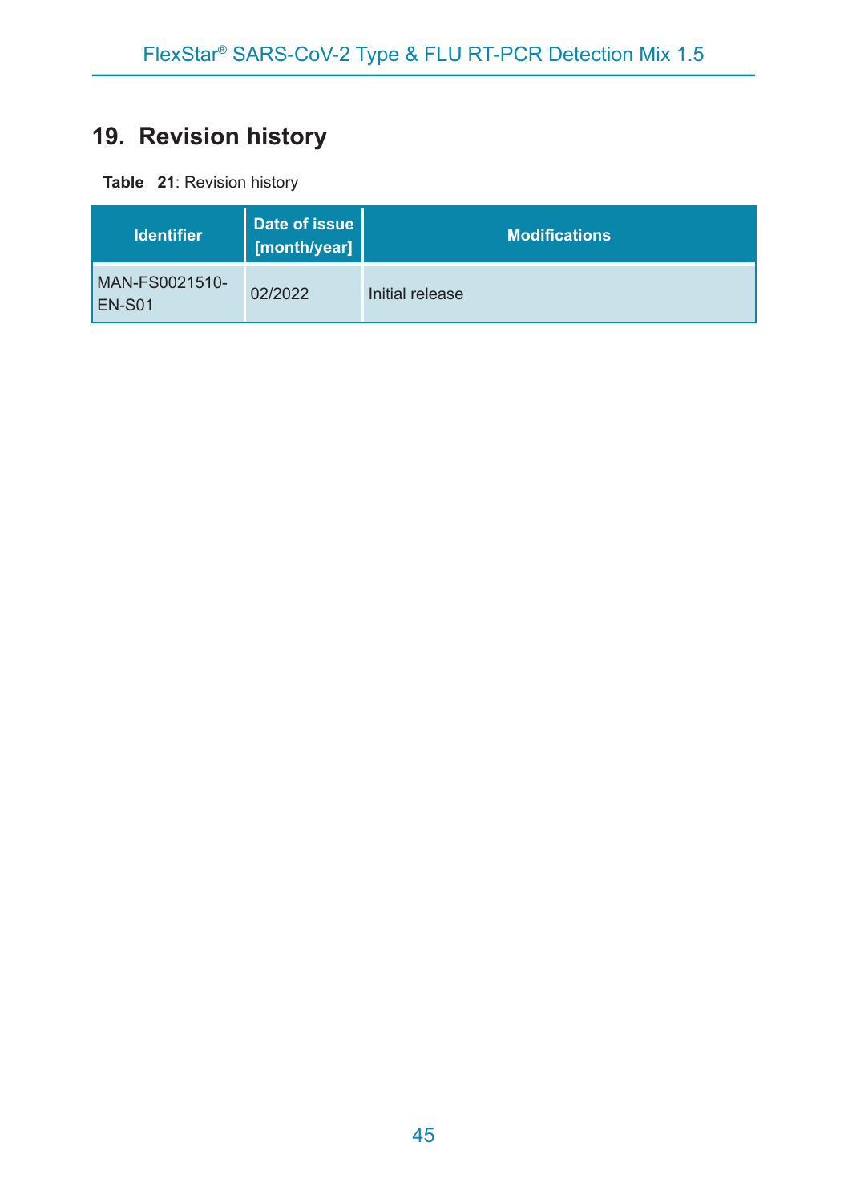# 19. Revision history

**Table 21**: Revision history

| Identifier | Date of issue [month/year] | Modifications |
|---|---|---|
| MAN-FS0021510-EN-S01 | 02/2022 | Initial release |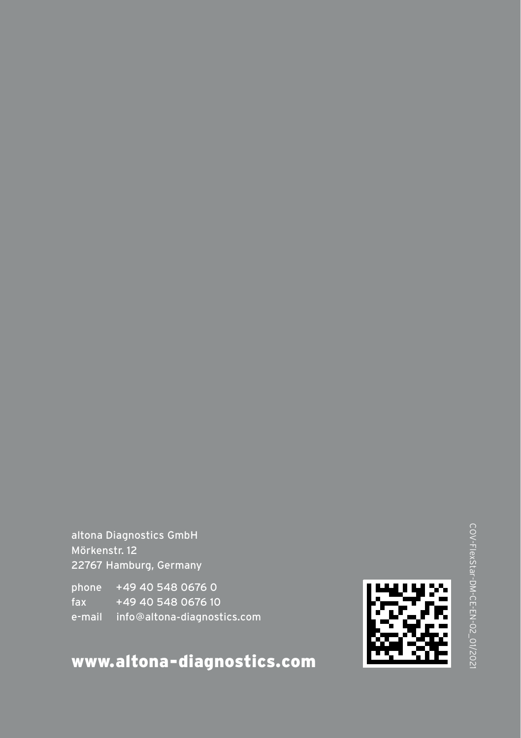altona Diagnostics GmbH
Mörkenstr. 12
22767 Hamburg, Germany

phone +49 40 548 0676 0
fax +49 40 548 0676 10
e-mail info@altona-diagnostics.com

**www.altona-diagnostics.com**

COV-FlexStar-DM-CE-EN-02_01/2021